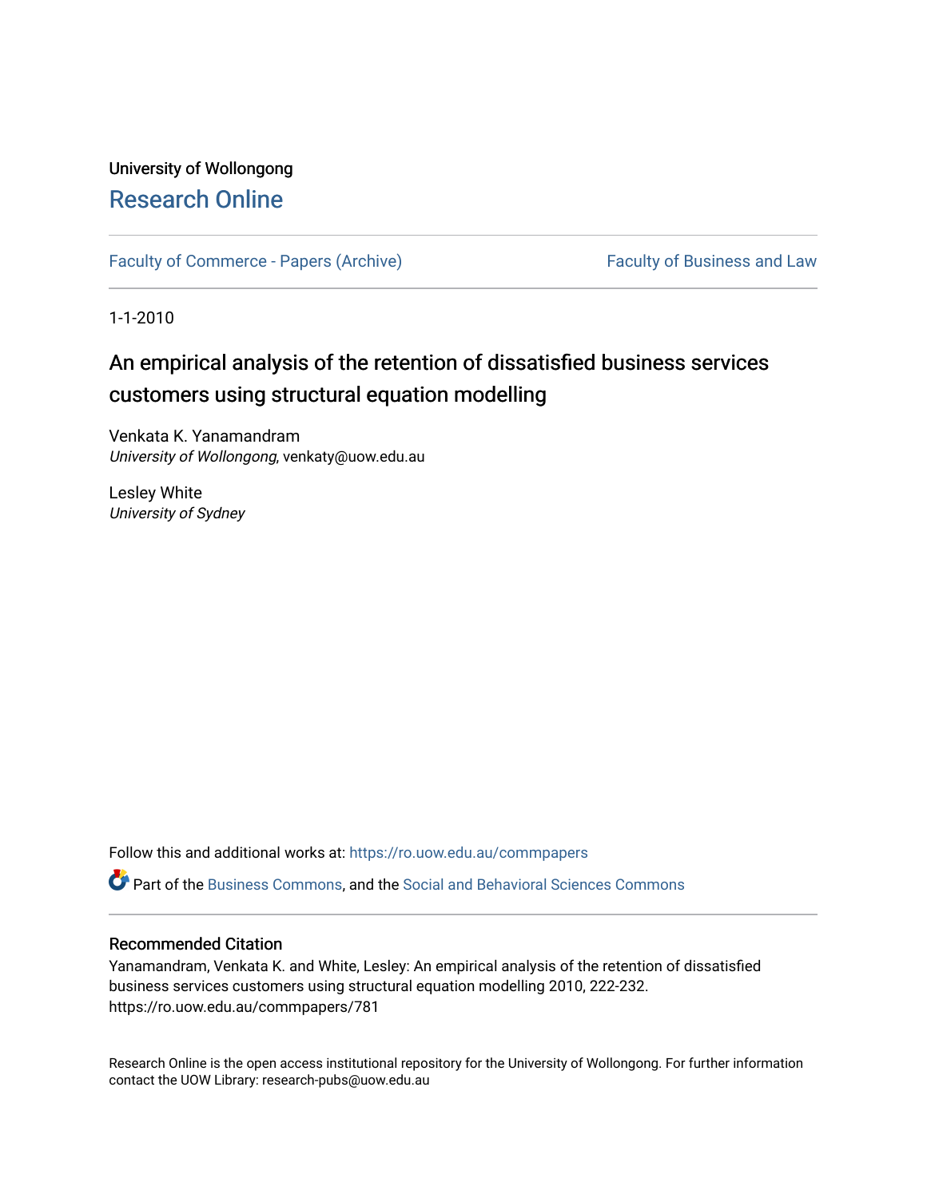University of Wollongong

# Research Online

Faculty of Commerce - Papers (Archive) | Faculty of Business and Law

1-1-2010

## An empirical analysis of the retention of dissatisfied business services customers using structural equation modelling

Venkata K. Yanamandram
*University of Wollongong*, venkaty@uow.edu.au

Lesley White
*University of Sydney*

Follow this and additional works at: https://ro.uow.edu.au/commpapers

Part of the Business Commons, and the Social and Behavioral Sciences Commons

### Recommended Citation

Yanamandram, Venkata K. and White, Lesley: An empirical analysis of the retention of dissatisfied business services customers using structural equation modelling 2010, 222-232.
https://ro.uow.edu.au/commpapers/781

Research Online is the open access institutional repository for the University of Wollongong. For further information contact the UOW Library: research-pubs@uow.edu.au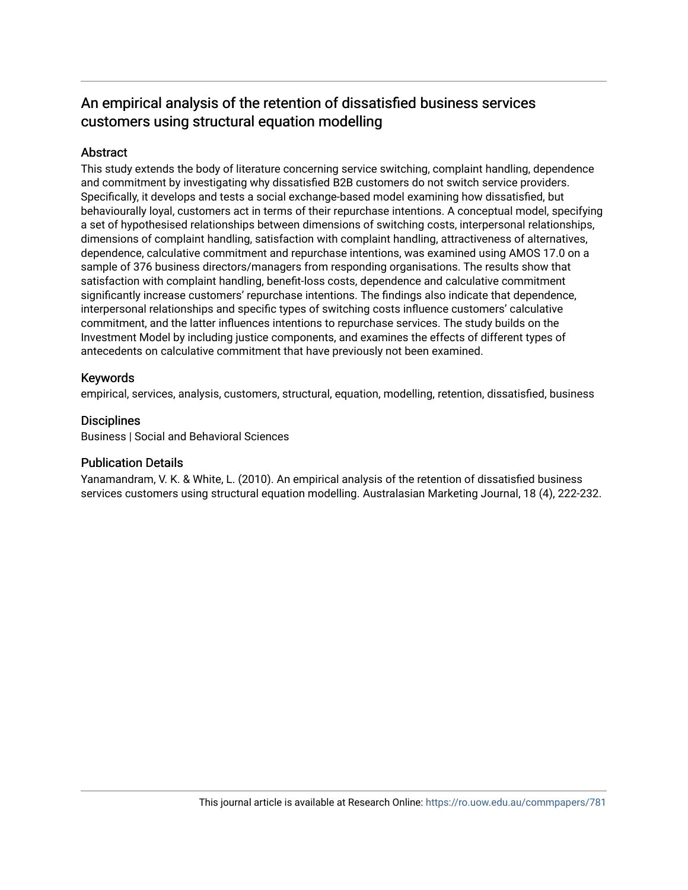# An empirical analysis of the retention of dissatisfied business services customers using structural equation modelling

## Abstract

This study extends the body of literature concerning service switching, complaint handling, dependence and commitment by investigating why dissatisfied B2B customers do not switch service providers. Specifically, it develops and tests a social exchange-based model examining how dissatisfied, but behaviourally loyal, customers act in terms of their repurchase intentions. A conceptual model, specifying a set of hypothesised relationships between dimensions of switching costs, interpersonal relationships, dimensions of complaint handling, satisfaction with complaint handling, attractiveness of alternatives, dependence, calculative commitment and repurchase intentions, was examined using AMOS 17.0 on a sample of 376 business directors/managers from responding organisations. The results show that satisfaction with complaint handling, benefit-loss costs, dependence and calculative commitment significantly increase customers' repurchase intentions. The findings also indicate that dependence, interpersonal relationships and specific types of switching costs influence customers' calculative commitment, and the latter influences intentions to repurchase services. The study builds on the Investment Model by including justice components, and examines the effects of different types of antecedents on calculative commitment that have previously not been examined.

## Keywords

empirical, services, analysis, customers, structural, equation, modelling, retention, dissatisfied, business

## Disciplines

Business | Social and Behavioral Sciences

## Publication Details

Yanamandram, V. K. & White, L. (2010). An empirical analysis of the retention of dissatisfied business services customers using structural equation modelling. Australasian Marketing Journal, 18 (4), 222-232.

This journal article is available at Research Online: https://ro.uow.edu.au/commpapers/781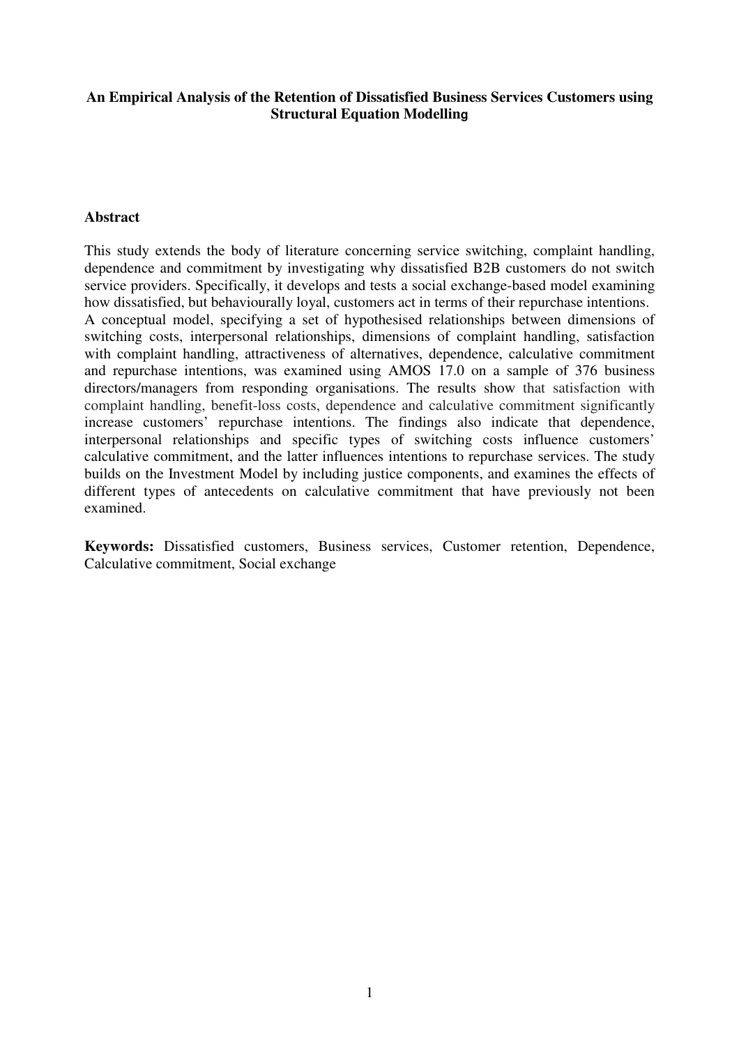**An Empirical Analysis of the Retention of Dissatisfied Business Services Customers using Structural Equation Modelling**

## Abstract

This study extends the body of literature concerning service switching, complaint handling, dependence and commitment by investigating why dissatisfied B2B customers do not switch service providers. Specifically, it develops and tests a social exchange-based model examining how dissatisfied, but behaviourally loyal, customers act in terms of their repurchase intentions. A conceptual model, specifying a set of hypothesised relationships between dimensions of switching costs, interpersonal relationships, dimensions of complaint handling, satisfaction with complaint handling, attractiveness of alternatives, dependence, calculative commitment and repurchase intentions, was examined using AMOS 17.0 on a sample of 376 business directors/managers from responding organisations. The results show that satisfaction with complaint handling, benefit-loss costs, dependence and calculative commitment significantly increase customers' repurchase intentions. The findings also indicate that dependence, interpersonal relationships and specific types of switching costs influence customers' calculative commitment, and the latter influences intentions to repurchase services. The study builds on the Investment Model by including justice components, and examines the effects of different types of antecedents on calculative commitment that have previously not been examined.

**Keywords:** Dissatisfied customers, Business services, Customer retention, Dependence, Calculative commitment, Social exchange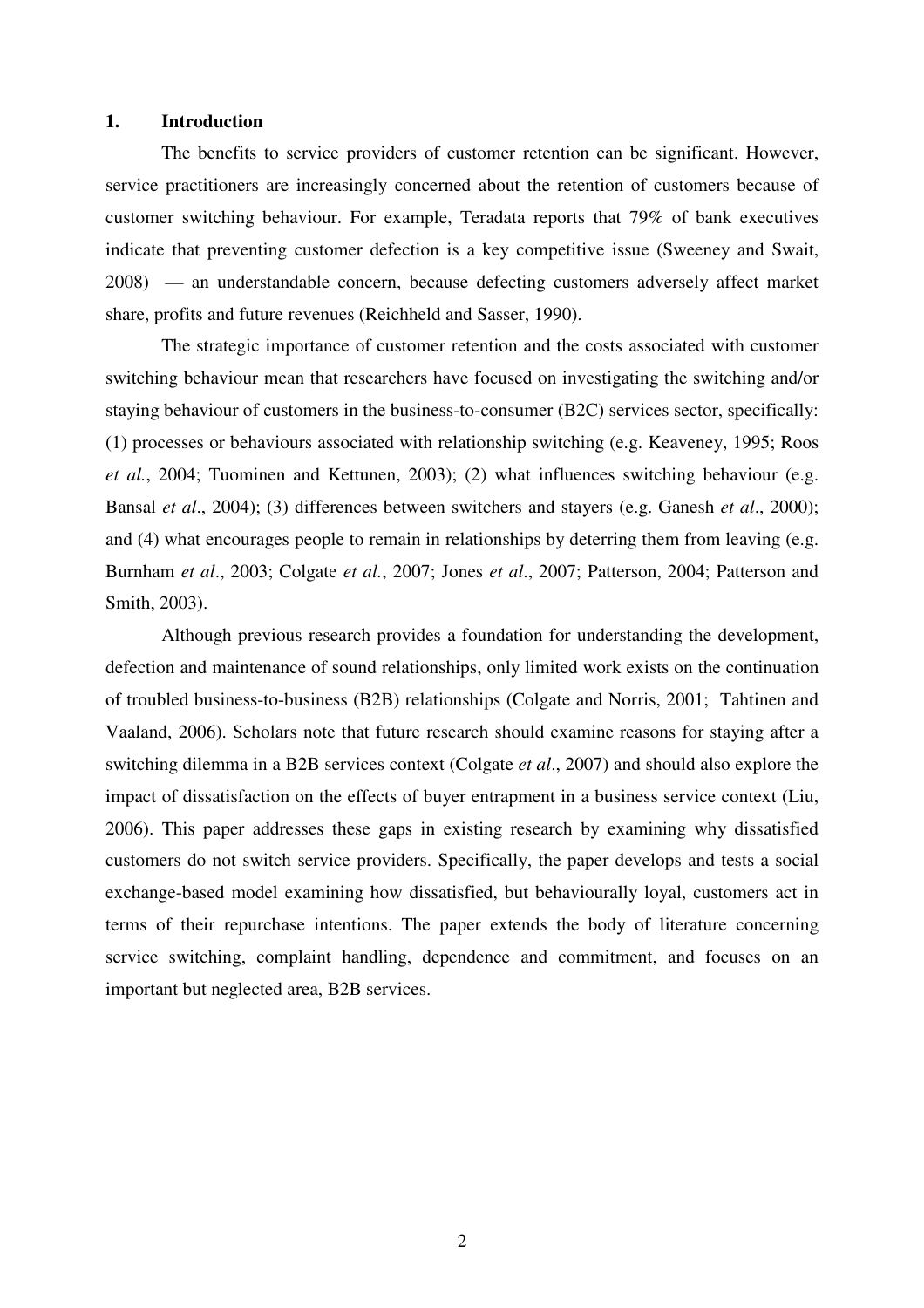## 1. Introduction

The benefits to service providers of customer retention can be significant. However, service practitioners are increasingly concerned about the retention of customers because of customer switching behaviour. For example, Teradata reports that 79% of bank executives indicate that preventing customer defection is a key competitive issue (Sweeney and Swait, 2008) — an understandable concern, because defecting customers adversely affect market share, profits and future revenues (Reichheld and Sasser, 1990).

The strategic importance of customer retention and the costs associated with customer switching behaviour mean that researchers have focused on investigating the switching and/or staying behaviour of customers in the business-to-consumer (B2C) services sector, specifically: (1) processes or behaviours associated with relationship switching (e.g. Keaveney, 1995; Roos *et al.*, 2004; Tuominen and Kettunen, 2003); (2) what influences switching behaviour (e.g. Bansal *et al*., 2004); (3) differences between switchers and stayers (e.g. Ganesh *et al*., 2000); and (4) what encourages people to remain in relationships by deterring them from leaving (e.g. Burnham *et al*., 2003; Colgate *et al.*, 2007; Jones *et al*., 2007; Patterson, 2004; Patterson and Smith, 2003).

Although previous research provides a foundation for understanding the development, defection and maintenance of sound relationships, only limited work exists on the continuation of troubled business-to-business (B2B) relationships (Colgate and Norris, 2001; Tahtinen and Vaaland, 2006). Scholars note that future research should examine reasons for staying after a switching dilemma in a B2B services context (Colgate *et al*., 2007) and should also explore the impact of dissatisfaction on the effects of buyer entrapment in a business service context (Liu, 2006). This paper addresses these gaps in existing research by examining why dissatisfied customers do not switch service providers. Specifically, the paper develops and tests a social exchange-based model examining how dissatisfied, but behaviourally loyal, customers act in terms of their repurchase intentions. The paper extends the body of literature concerning service switching, complaint handling, dependence and commitment, and focuses on an important but neglected area, B2B services.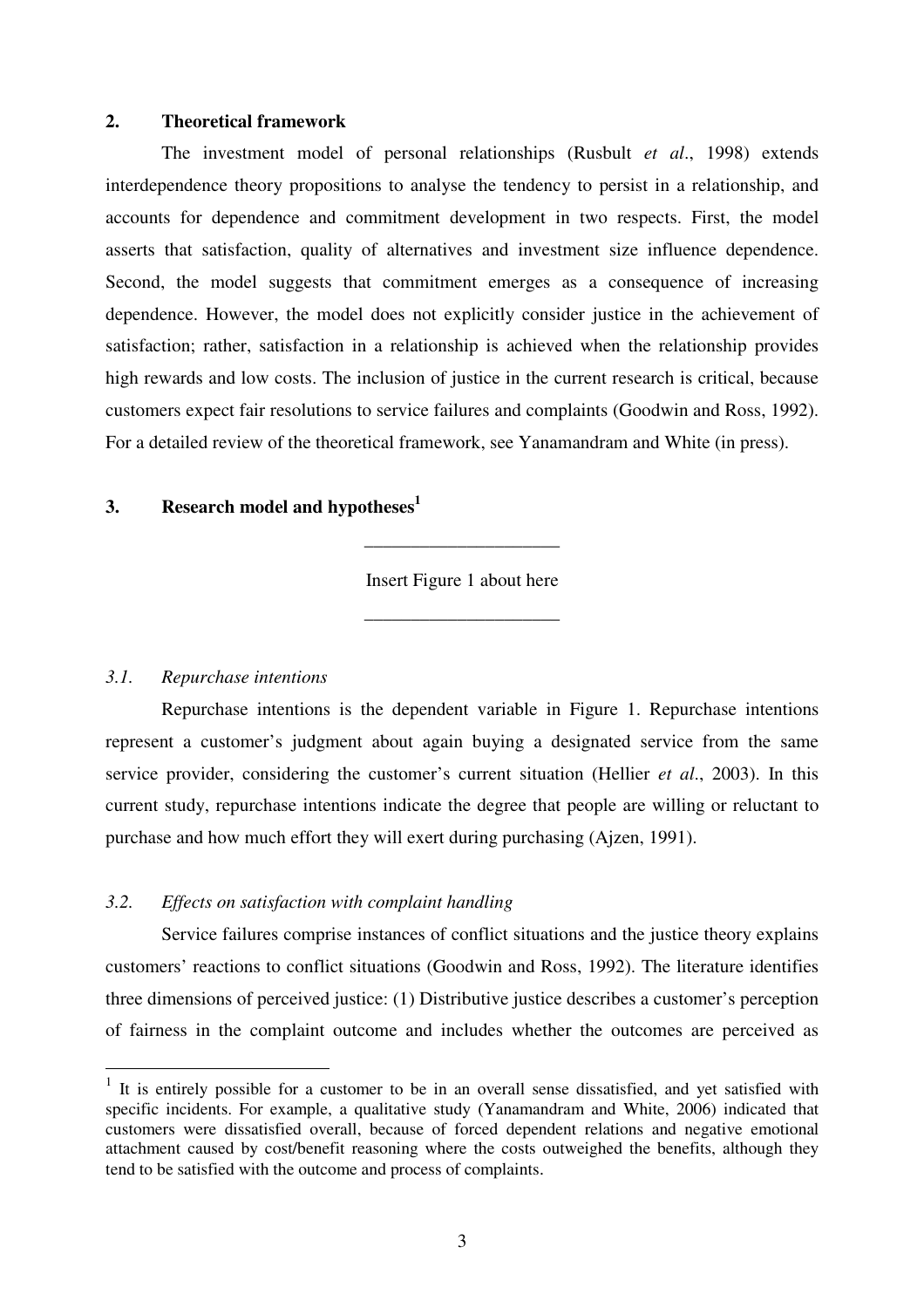## 2. Theoretical framework

The investment model of personal relationships (Rusbult *et al*., 1998) extends interdependence theory propositions to analyse the tendency to persist in a relationship, and accounts for dependence and commitment development in two respects. First, the model asserts that satisfaction, quality of alternatives and investment size influence dependence. Second, the model suggests that commitment emerges as a consequence of increasing dependence. However, the model does not explicitly consider justice in the achievement of satisfaction; rather, satisfaction in a relationship is achieved when the relationship provides high rewards and low costs. The inclusion of justice in the current research is critical, because customers expect fair resolutions to service failures and complaints (Goodwin and Ross, 1992). For a detailed review of the theoretical framework, see Yanamandram and White (in press).

## 3. Research model and hypotheses[1]

---

Insert Figure 1 about here

---

### *3.1. Repurchase intentions*

Repurchase intentions is the dependent variable in Figure 1. Repurchase intentions represent a customer's judgment about again buying a designated service from the same service provider, considering the customer's current situation (Hellier *et al*., 2003). In this current study, repurchase intentions indicate the degree that people are willing or reluctant to purchase and how much effort they will exert during purchasing (Ajzen, 1991).

### *3.2. Effects on satisfaction with complaint handling*

Service failures comprise instances of conflict situations and the justice theory explains customers' reactions to conflict situations (Goodwin and Ross, 1992). The literature identifies three dimensions of perceived justice: (1) Distributive justice describes a customer's perception of fairness in the complaint outcome and includes whether the outcomes are perceived as

[1] It is entirely possible for a customer to be in an overall sense dissatisfied, and yet satisfied with specific incidents. For example, a qualitative study (Yanamandram and White, 2006) indicated that customers were dissatisfied overall, because of forced dependent relations and negative emotional attachment caused by cost/benefit reasoning where the costs outweighed the benefits, although they tend to be satisfied with the outcome and process of complaints.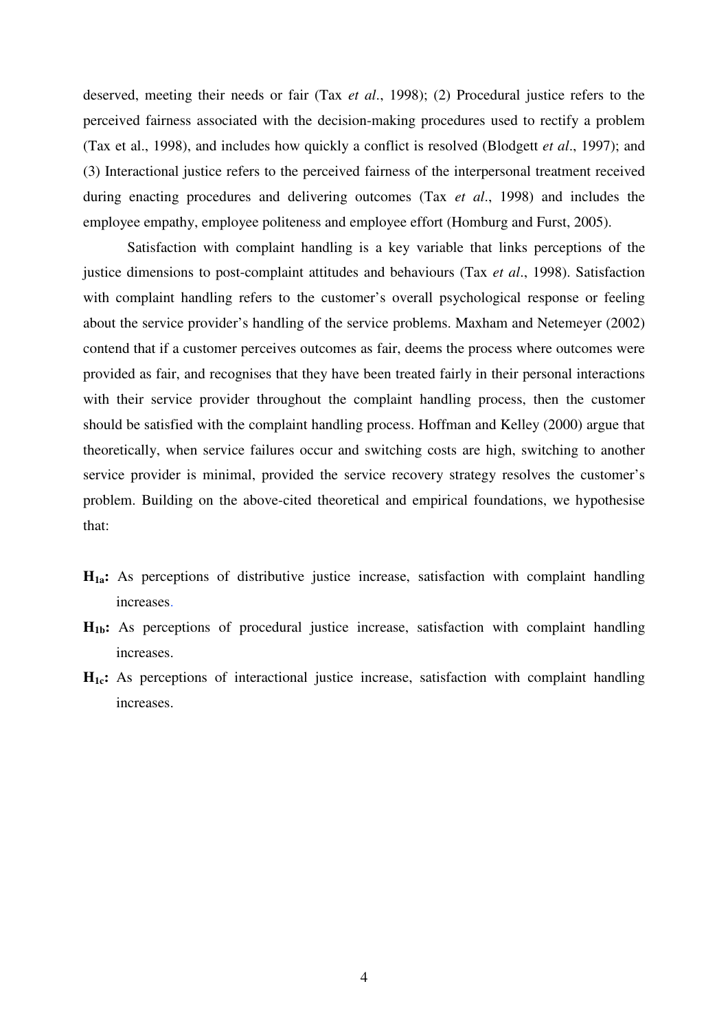deserved, meeting their needs or fair (Tax *et al*., 1998); (2) Procedural justice refers to the perceived fairness associated with the decision-making procedures used to rectify a problem (Tax et al., 1998), and includes how quickly a conflict is resolved (Blodgett *et al*., 1997); and (3) Interactional justice refers to the perceived fairness of the interpersonal treatment received during enacting procedures and delivering outcomes (Tax *et al*., 1998) and includes the employee empathy, employee politeness and employee effort (Homburg and Furst, 2005).

Satisfaction with complaint handling is a key variable that links perceptions of the justice dimensions to post-complaint attitudes and behaviours (Tax *et al*., 1998). Satisfaction with complaint handling refers to the customer's overall psychological response or feeling about the service provider's handling of the service problems. Maxham and Netemeyer (2002) contend that if a customer perceives outcomes as fair, deems the process where outcomes were provided as fair, and recognises that they have been treated fairly in their personal interactions with their service provider throughout the complaint handling process, then the customer should be satisfied with the complaint handling process. Hoffman and Kelley (2000) argue that theoretically, when service failures occur and switching costs are high, switching to another service provider is minimal, provided the service recovery strategy resolves the customer's problem. Building on the above-cited theoretical and empirical foundations, we hypothesise that:

**$H_{1a}$:** As perceptions of distributive justice increase, satisfaction with complaint handling increases.

**$H_{1b}$:** As perceptions of procedural justice increase, satisfaction with complaint handling increases.

**$H_{1c}$:** As perceptions of interactional justice increase, satisfaction with complaint handling increases.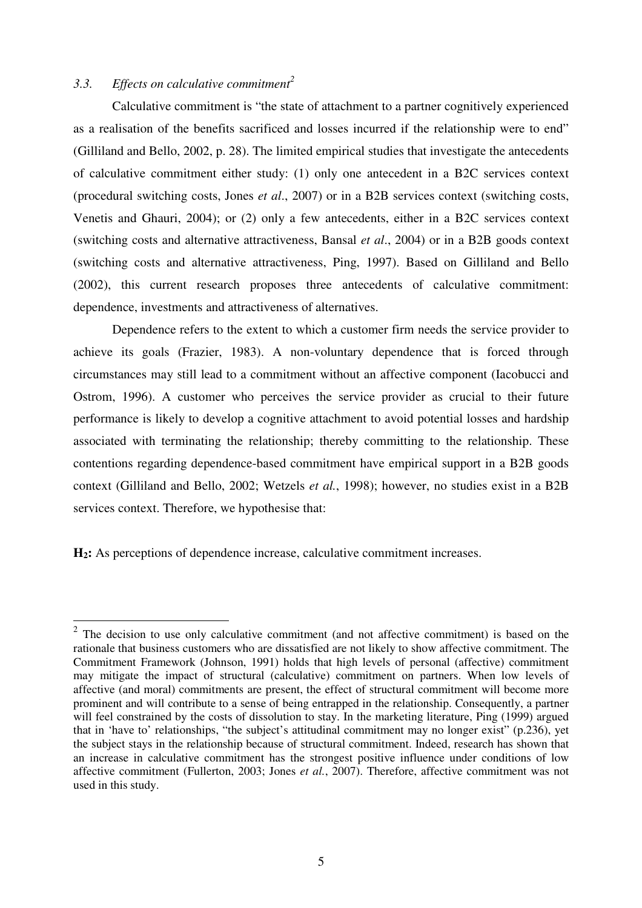### *3.3. Effects on calculative commitment*[2]

Calculative commitment is "the state of attachment to a partner cognitively experienced as a realisation of the benefits sacrificed and losses incurred if the relationship were to end" (Gilliland and Bello, 2002, p. 28). The limited empirical studies that investigate the antecedents of calculative commitment either study: (1) only one antecedent in a B2C services context (procedural switching costs, Jones *et al*., 2007) or in a B2B services context (switching costs, Venetis and Ghauri, 2004); or (2) only a few antecedents, either in a B2C services context (switching costs and alternative attractiveness, Bansal *et al*., 2004) or in a B2B goods context (switching costs and alternative attractiveness, Ping, 1997). Based on Gilliland and Bello (2002), this current research proposes three antecedents of calculative commitment: dependence, investments and attractiveness of alternatives.

Dependence refers to the extent to which a customer firm needs the service provider to achieve its goals (Frazier, 1983). A non-voluntary dependence that is forced through circumstances may still lead to a commitment without an affective component (Iacobucci and Ostrom, 1996). A customer who perceives the service provider as crucial to their future performance is likely to develop a cognitive attachment to avoid potential losses and hardship associated with terminating the relationship; thereby committing to the relationship. These contentions regarding dependence-based commitment have empirical support in a B2B goods context (Gilliland and Bello, 2002; Wetzels *et al.*, 1998); however, no studies exist in a B2B services context. Therefore, we hypothesise that:

**H$_2$:** As perceptions of dependence increase, calculative commitment increases.

---

[2] The decision to use only calculative commitment (and not affective commitment) is based on the rationale that business customers who are dissatisfied are not likely to show affective commitment. The Commitment Framework (Johnson, 1991) holds that high levels of personal (affective) commitment may mitigate the impact of structural (calculative) commitment on partners. When low levels of affective (and moral) commitments are present, the effect of structural commitment will become more prominent and will contribute to a sense of being entrapped in the relationship. Consequently, a partner will feel constrained by the costs of dissolution to stay. In the marketing literature, Ping (1999) argued that in 'have to' relationships, "the subject's attitudinal commitment may no longer exist" (p.236), yet the subject stays in the relationship because of structural commitment. Indeed, research has shown that an increase in calculative commitment has the strongest positive influence under conditions of low affective commitment (Fullerton, 2003; Jones *et al.*, 2007). Therefore, affective commitment was not used in this study.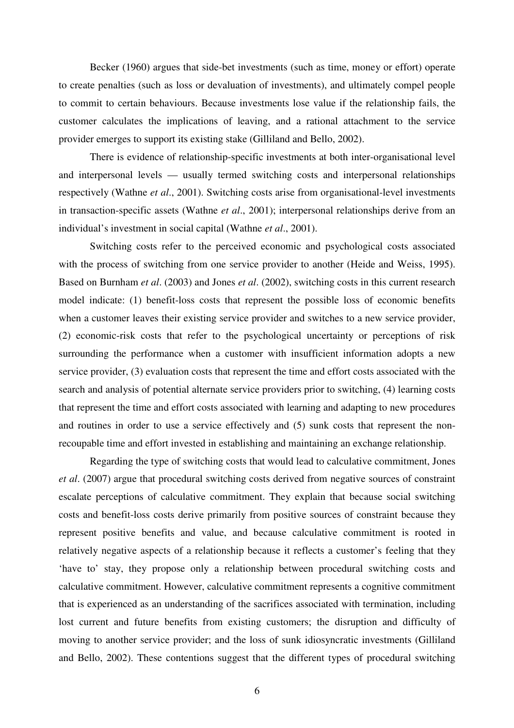Becker (1960) argues that side-bet investments (such as time, money or effort) operate to create penalties (such as loss or devaluation of investments), and ultimately compel people to commit to certain behaviours. Because investments lose value if the relationship fails, the customer calculates the implications of leaving, and a rational attachment to the service provider emerges to support its existing stake (Gilliland and Bello, 2002).

There is evidence of relationship-specific investments at both inter-organisational level and interpersonal levels — usually termed switching costs and interpersonal relationships respectively (Wathne *et al*., 2001). Switching costs arise from organisational-level investments in transaction-specific assets (Wathne *et al*., 2001); interpersonal relationships derive from an individual's investment in social capital (Wathne *et al*., 2001).

Switching costs refer to the perceived economic and psychological costs associated with the process of switching from one service provider to another (Heide and Weiss, 1995). Based on Burnham *et al*. (2003) and Jones *et al*. (2002), switching costs in this current research model indicate: (1) benefit-loss costs that represent the possible loss of economic benefits when a customer leaves their existing service provider and switches to a new service provider, (2) economic-risk costs that refer to the psychological uncertainty or perceptions of risk surrounding the performance when a customer with insufficient information adopts a new service provider, (3) evaluation costs that represent the time and effort costs associated with the search and analysis of potential alternate service providers prior to switching, (4) learning costs that represent the time and effort costs associated with learning and adapting to new procedures and routines in order to use a service effectively and (5) sunk costs that represent the non-recoupable time and effort invested in establishing and maintaining an exchange relationship.

Regarding the type of switching costs that would lead to calculative commitment, Jones *et al*. (2007) argue that procedural switching costs derived from negative sources of constraint escalate perceptions of calculative commitment. They explain that because social switching costs and benefit-loss costs derive primarily from positive sources of constraint because they represent positive benefits and value, and because calculative commitment is rooted in relatively negative aspects of a relationship because it reflects a customer's feeling that they 'have to' stay, they propose only a relationship between procedural switching costs and calculative commitment. However, calculative commitment represents a cognitive commitment that is experienced as an understanding of the sacrifices associated with termination, including lost current and future benefits from existing customers; the disruption and difficulty of moving to another service provider; and the loss of sunk idiosyncratic investments (Gilliland and Bello, 2002). These contentions suggest that the different types of procedural switching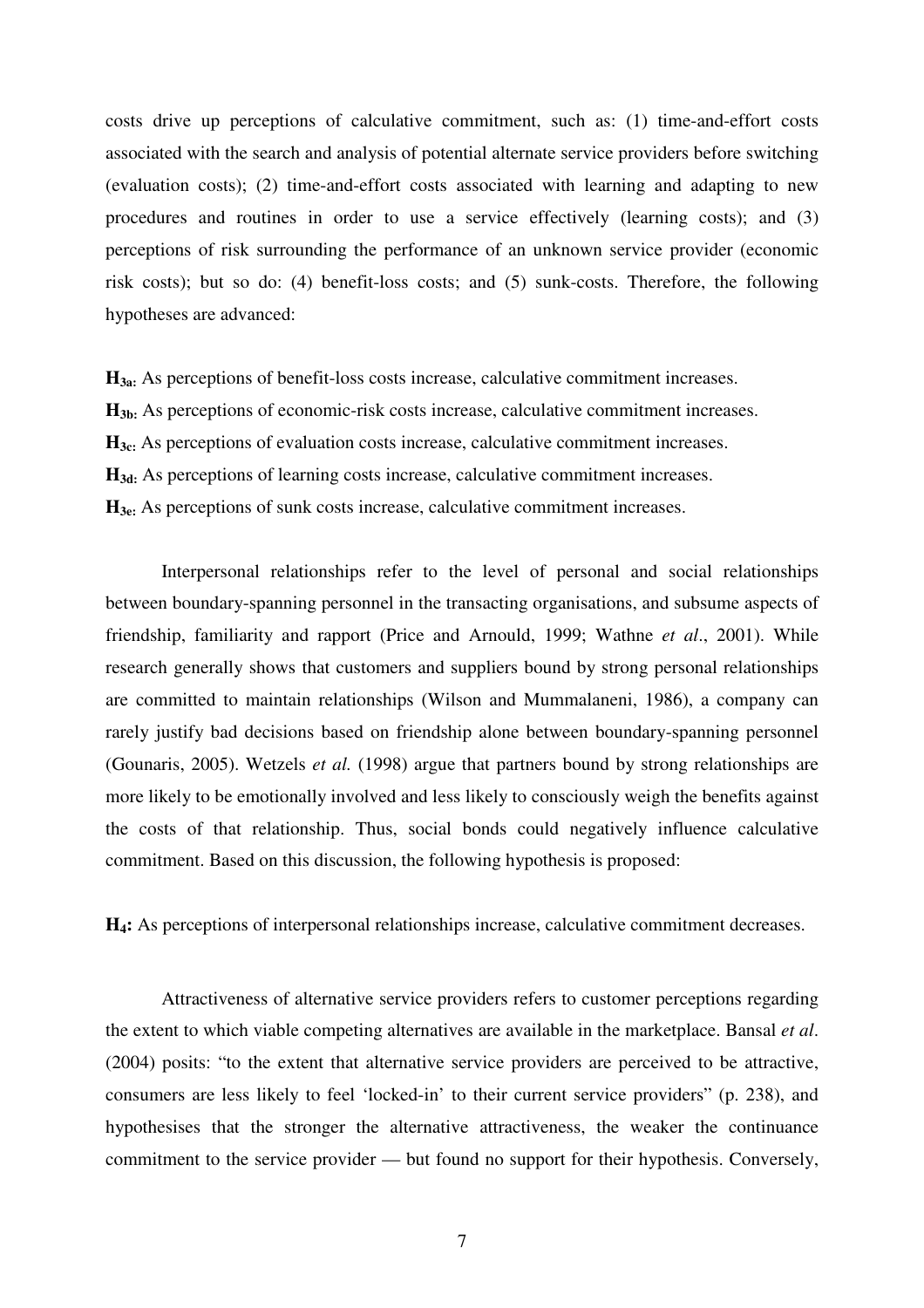costs drive up perceptions of calculative commitment, such as: (1) time-and-effort costs associated with the search and analysis of potential alternate service providers before switching (evaluation costs); (2) time-and-effort costs associated with learning and adapting to new procedures and routines in order to use a service effectively (learning costs); and (3) perceptions of risk surrounding the performance of an unknown service provider (economic risk costs); but so do: (4) benefit-loss costs; and (5) sunk-costs. Therefore, the following hypotheses are advanced:

**$H_{3a}$:** As perceptions of benefit-loss costs increase, calculative commitment increases.
**$H_{3b}$:** As perceptions of economic-risk costs increase, calculative commitment increases.
**$H_{3c}$:** As perceptions of evaluation costs increase, calculative commitment increases.
**$H_{3d}$:** As perceptions of learning costs increase, calculative commitment increases.
**$H_{3e}$:** As perceptions of sunk costs increase, calculative commitment increases.

Interpersonal relationships refer to the level of personal and social relationships between boundary-spanning personnel in the transacting organisations, and subsume aspects of friendship, familiarity and rapport (Price and Arnould, 1999; Wathne *et al*., 2001). While research generally shows that customers and suppliers bound by strong personal relationships are committed to maintain relationships (Wilson and Mummalaneni, 1986), a company can rarely justify bad decisions based on friendship alone between boundary-spanning personnel (Gounaris, 2005). Wetzels *et al.* (1998) argue that partners bound by strong relationships are more likely to be emotionally involved and less likely to consciously weigh the benefits against the costs of that relationship. Thus, social bonds could negatively influence calculative commitment. Based on this discussion, the following hypothesis is proposed:

**$H_4$:** As perceptions of interpersonal relationships increase, calculative commitment decreases.

Attractiveness of alternative service providers refers to customer perceptions regarding the extent to which viable competing alternatives are available in the marketplace. Bansal *et al*. (2004) posits: "to the extent that alternative service providers are perceived to be attractive, consumers are less likely to feel 'locked-in' to their current service providers" (p. 238), and hypothesises that the stronger the alternative attractiveness, the weaker the continuance commitment to the service provider — but found no support for their hypothesis. Conversely,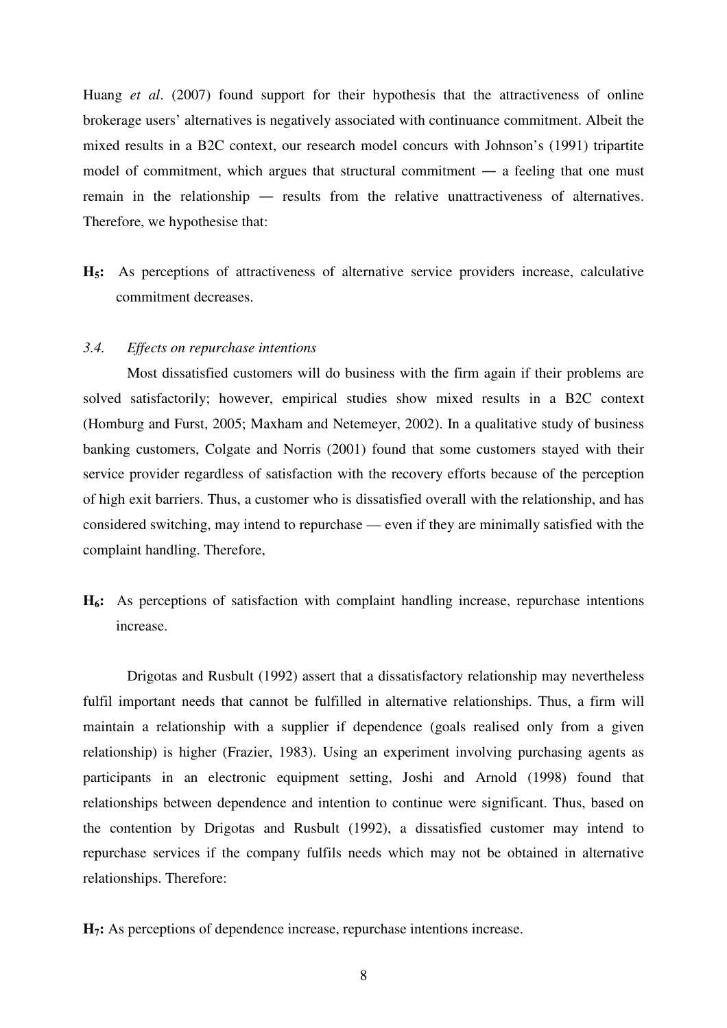Huang *et al*. (2007) found support for their hypothesis that the attractiveness of online brokerage users' alternatives is negatively associated with continuance commitment. Albeit the mixed results in a B2C context, our research model concurs with Johnson's (1991) tripartite model of commitment, which argues that structural commitment ― a feeling that one must remain in the relationship ― results from the relative unattractiveness of alternatives. Therefore, we hypothesise that:

**H$_5$:** As perceptions of attractiveness of alternative service providers increase, calculative commitment decreases.

### *3.4. Effects on repurchase intentions*

Most dissatisfied customers will do business with the firm again if their problems are solved satisfactorily; however, empirical studies show mixed results in a B2C context (Homburg and Furst, 2005; Maxham and Netemeyer, 2002). In a qualitative study of business banking customers, Colgate and Norris (2001) found that some customers stayed with their service provider regardless of satisfaction with the recovery efforts because of the perception of high exit barriers. Thus, a customer who is dissatisfied overall with the relationship, and has considered switching, may intend to repurchase — even if they are minimally satisfied with the complaint handling. Therefore,

**H$_6$:** As perceptions of satisfaction with complaint handling increase, repurchase intentions increase.

Drigotas and Rusbult (1992) assert that a dissatisfactory relationship may nevertheless fulfil important needs that cannot be fulfilled in alternative relationships. Thus, a firm will maintain a relationship with a supplier if dependence (goals realised only from a given relationship) is higher (Frazier, 1983). Using an experiment involving purchasing agents as participants in an electronic equipment setting, Joshi and Arnold (1998) found that relationships between dependence and intention to continue were significant. Thus, based on the contention by Drigotas and Rusbult (1992), a dissatisfied customer may intend to repurchase services if the company fulfils needs which may not be obtained in alternative relationships. Therefore:

**H$_7$:** As perceptions of dependence increase, repurchase intentions increase.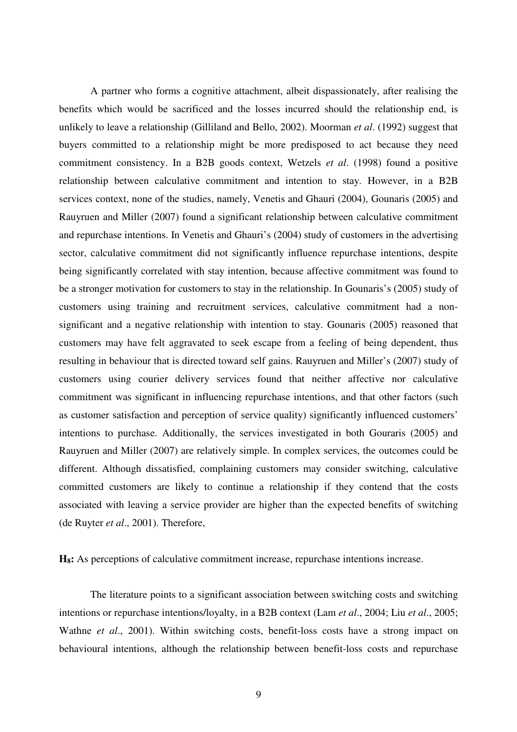A partner who forms a cognitive attachment, albeit dispassionately, after realising the benefits which would be sacrificed and the losses incurred should the relationship end, is unlikely to leave a relationship (Gilliland and Bello, 2002). Moorman *et al*. (1992) suggest that buyers committed to a relationship might be more predisposed to act because they need commitment consistency. In a B2B goods context, Wetzels *et al*. (1998) found a positive relationship between calculative commitment and intention to stay. However, in a B2B services context, none of the studies, namely, Venetis and Ghauri (2004), Gounaris (2005) and Rauyruen and Miller (2007) found a significant relationship between calculative commitment and repurchase intentions. In Venetis and Ghauri's (2004) study of customers in the advertising sector, calculative commitment did not significantly influence repurchase intentions, despite being significantly correlated with stay intention, because affective commitment was found to be a stronger motivation for customers to stay in the relationship. In Gounaris's (2005) study of customers using training and recruitment services, calculative commitment had a non-significant and a negative relationship with intention to stay. Gounaris (2005) reasoned that customers may have felt aggravated to seek escape from a feeling of being dependent, thus resulting in behaviour that is directed toward self gains. Rauyruen and Miller's (2007) study of customers using courier delivery services found that neither affective nor calculative commitment was significant in influencing repurchase intentions, and that other factors (such as customer satisfaction and perception of service quality) significantly influenced customers' intentions to purchase. Additionally, the services investigated in both Gouraris (2005) and Rauyruen and Miller (2007) are relatively simple. In complex services, the outcomes could be different. Although dissatisfied, complaining customers may consider switching, calculative committed customers are likely to continue a relationship if they contend that the costs associated with leaving a service provider are higher than the expected benefits of switching (de Ruyter *et al*., 2001). Therefore,

**H$_8$:** As perceptions of calculative commitment increase, repurchase intentions increase.

The literature points to a significant association between switching costs and switching intentions or repurchase intentions/loyalty, in a B2B context (Lam *et al*., 2004; Liu *et al*., 2005; Wathne *et al*., 2001). Within switching costs, benefit-loss costs have a strong impact on behavioural intentions, although the relationship between benefit-loss costs and repurchase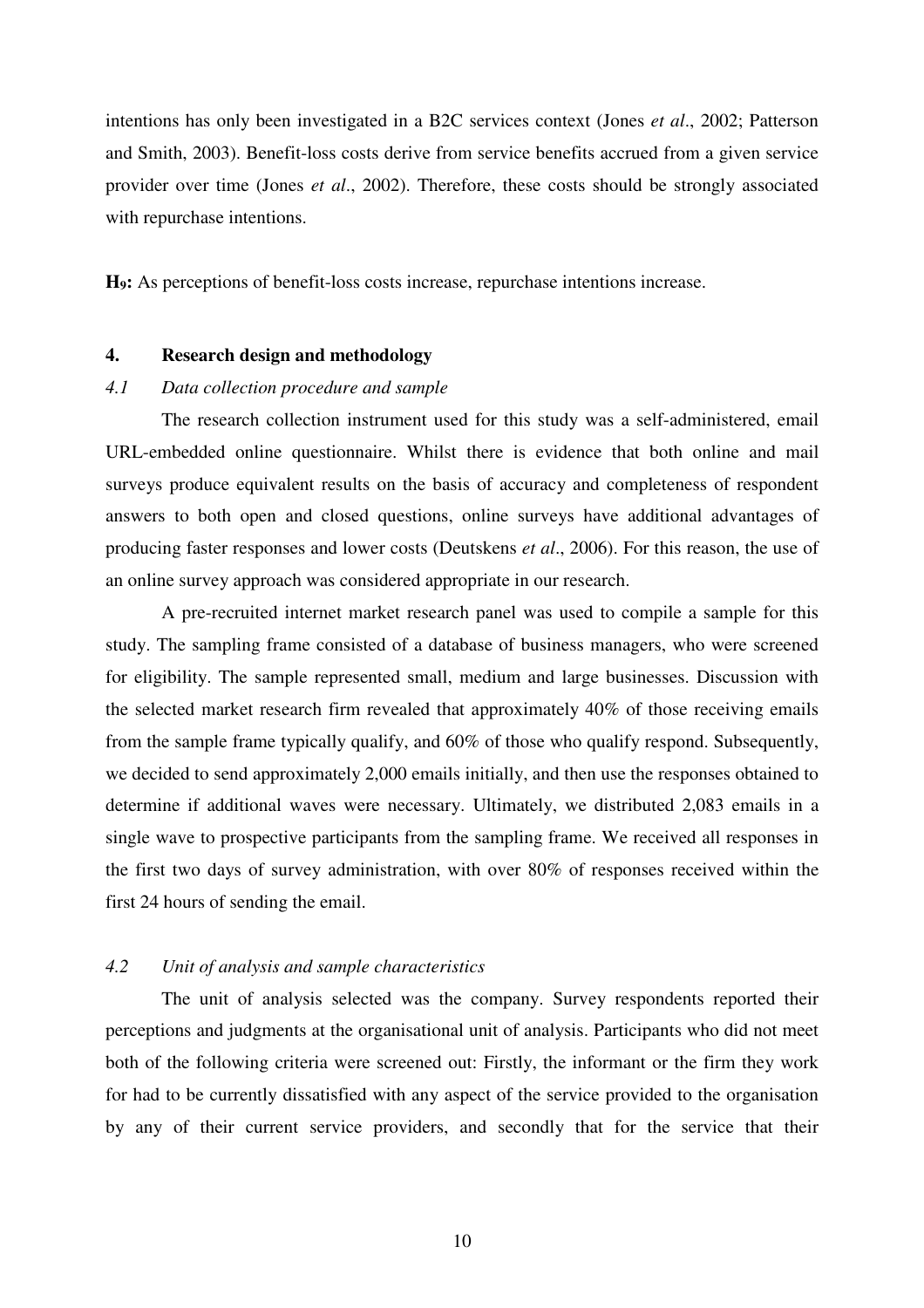intentions has only been investigated in a B2C services context (Jones *et al*., 2002; Patterson and Smith, 2003). Benefit-loss costs derive from service benefits accrued from a given service provider over time (Jones *et al*., 2002). Therefore, these costs should be strongly associated with repurchase intentions.

**$H_9$:** As perceptions of benefit-loss costs increase, repurchase intentions increase.

## 4. Research design and methodology

### *4.1 Data collection procedure and sample*

The research collection instrument used for this study was a self-administered, email URL-embedded online questionnaire. Whilst there is evidence that both online and mail surveys produce equivalent results on the basis of accuracy and completeness of respondent answers to both open and closed questions, online surveys have additional advantages of producing faster responses and lower costs (Deutskens *et al*., 2006). For this reason, the use of an online survey approach was considered appropriate in our research.

A pre-recruited internet market research panel was used to compile a sample for this study. The sampling frame consisted of a database of business managers, who were screened for eligibility. The sample represented small, medium and large businesses. Discussion with the selected market research firm revealed that approximately 40% of those receiving emails from the sample frame typically qualify, and 60% of those who qualify respond. Subsequently, we decided to send approximately 2,000 emails initially, and then use the responses obtained to determine if additional waves were necessary. Ultimately, we distributed 2,083 emails in a single wave to prospective participants from the sampling frame. We received all responses in the first two days of survey administration, with over 80% of responses received within the first 24 hours of sending the email.

### *4.2 Unit of analysis and sample characteristics*

The unit of analysis selected was the company. Survey respondents reported their perceptions and judgments at the organisational unit of analysis. Participants who did not meet both of the following criteria were screened out: Firstly, the informant or the firm they work for had to be currently dissatisfied with any aspect of the service provided to the organisation by any of their current service providers, and secondly that for the service that their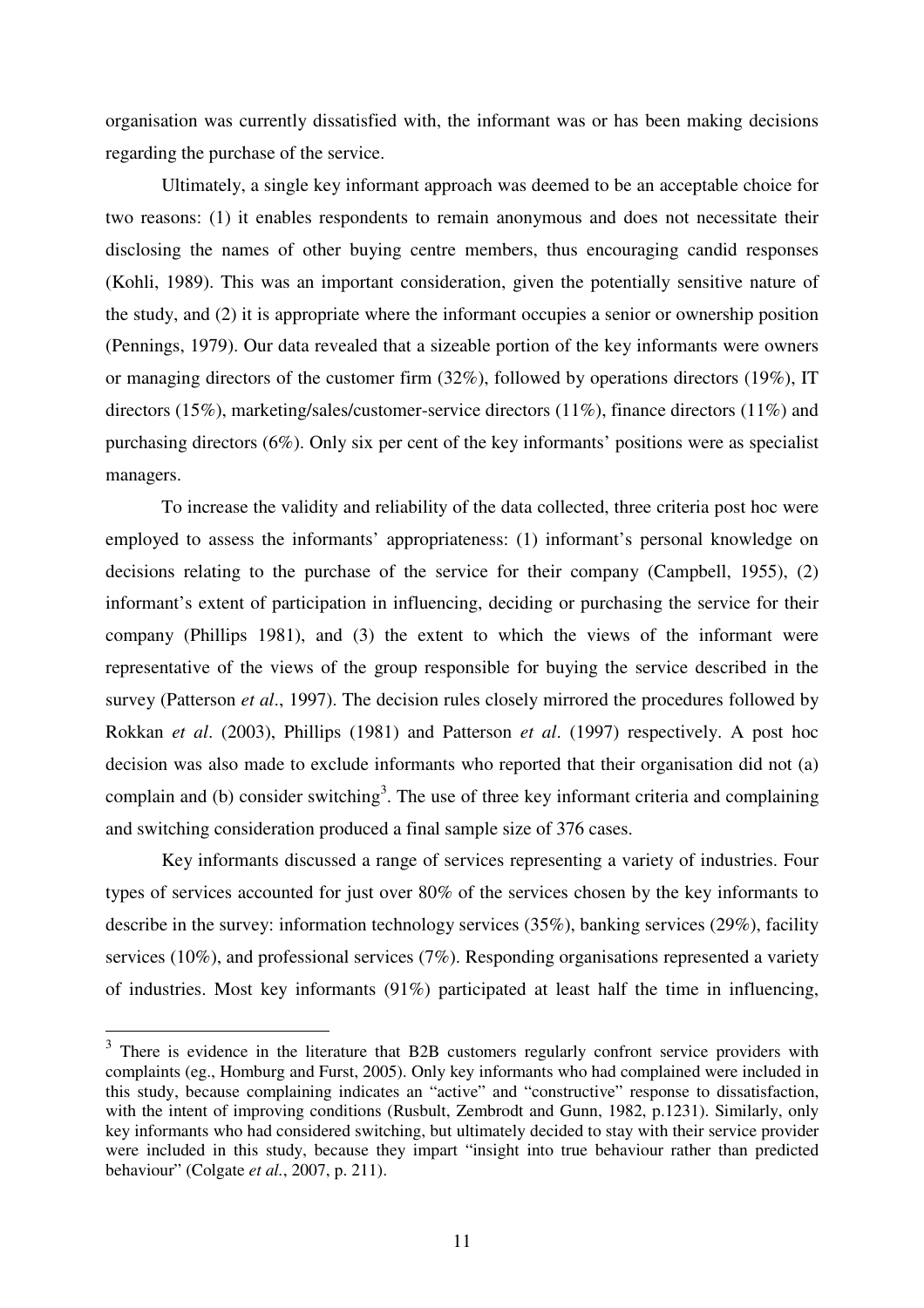organisation was currently dissatisfied with, the informant was or has been making decisions regarding the purchase of the service.

Ultimately, a single key informant approach was deemed to be an acceptable choice for two reasons: (1) it enables respondents to remain anonymous and does not necessitate their disclosing the names of other buying centre members, thus encouraging candid responses (Kohli, 1989). This was an important consideration, given the potentially sensitive nature of the study, and (2) it is appropriate where the informant occupies a senior or ownership position (Pennings, 1979). Our data revealed that a sizeable portion of the key informants were owners or managing directors of the customer firm (32%), followed by operations directors (19%), IT directors (15%), marketing/sales/customer-service directors (11%), finance directors (11%) and purchasing directors (6%). Only six per cent of the key informants' positions were as specialist managers.

To increase the validity and reliability of the data collected, three criteria post hoc were employed to assess the informants' appropriateness: (1) informant's personal knowledge on decisions relating to the purchase of the service for their company (Campbell, 1955), (2) informant's extent of participation in influencing, deciding or purchasing the service for their company (Phillips 1981), and (3) the extent to which the views of the informant were representative of the views of the group responsible for buying the service described in the survey (Patterson *et al*., 1997). The decision rules closely mirrored the procedures followed by Rokkan *et al*. (2003), Phillips (1981) and Patterson *et al*. (1997) respectively. A post hoc decision was also made to exclude informants who reported that their organisation did not (a) complain and (b) consider switching[3]. The use of three key informant criteria and complaining and switching consideration produced a final sample size of 376 cases.

Key informants discussed a range of services representing a variety of industries. Four types of services accounted for just over 80% of the services chosen by the key informants to describe in the survey: information technology services (35%), banking services (29%), facility services (10%), and professional services (7%). Responding organisations represented a variety of industries. Most key informants (91%) participated at least half the time in influencing,

---

[3] There is evidence in the literature that B2B customers regularly confront service providers with complaints (eg., Homburg and Furst, 2005). Only key informants who had complained were included in this study, because complaining indicates an "active" and "constructive" response to dissatisfaction, with the intent of improving conditions (Rusbult, Zembrodt and Gunn, 1982, p.1231). Similarly, only key informants who had considered switching, but ultimately decided to stay with their service provider were included in this study, because they impart "insight into true behaviour rather than predicted behaviour" (Colgate *et al.*, 2007, p. 211).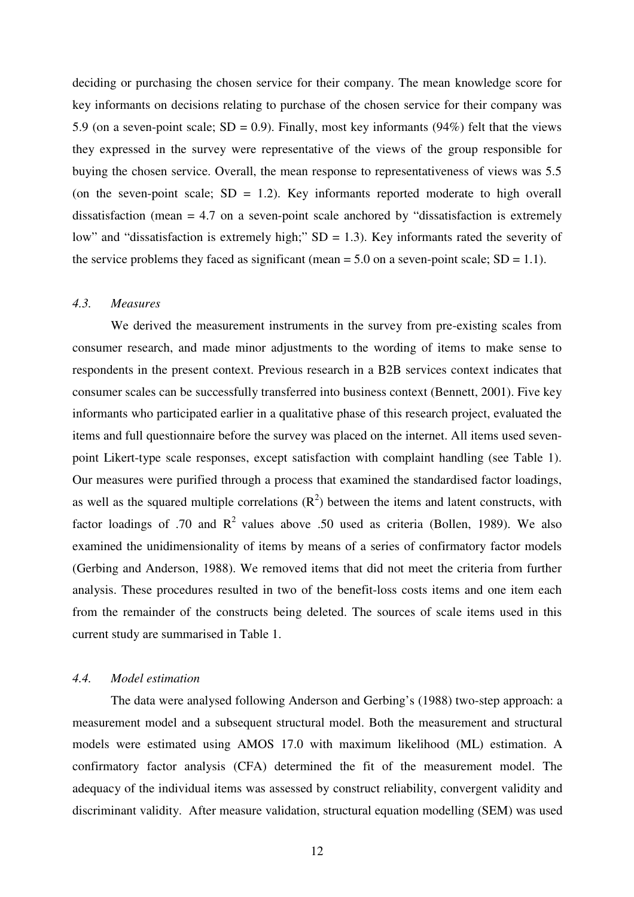deciding or purchasing the chosen service for their company. The mean knowledge score for key informants on decisions relating to purchase of the chosen service for their company was 5.9 (on a seven-point scale; SD = 0.9). Finally, most key informants (94%) felt that the views they expressed in the survey were representative of the views of the group responsible for buying the chosen service. Overall, the mean response to representativeness of views was 5.5 (on the seven-point scale; SD = 1.2). Key informants reported moderate to high overall dissatisfaction (mean = 4.7 on a seven-point scale anchored by "dissatisfaction is extremely low" and "dissatisfaction is extremely high;" SD = 1.3). Key informants rated the severity of the service problems they faced as significant (mean = 5.0 on a seven-point scale; SD = 1.1).

### *4.3. Measures*

We derived the measurement instruments in the survey from pre-existing scales from consumer research, and made minor adjustments to the wording of items to make sense to respondents in the present context. Previous research in a B2B services context indicates that consumer scales can be successfully transferred into business context (Bennett, 2001). Five key informants who participated earlier in a qualitative phase of this research project, evaluated the items and full questionnaire before the survey was placed on the internet. All items used seven-point Likert-type scale responses, except satisfaction with complaint handling (see Table 1). Our measures were purified through a process that examined the standardised factor loadings, as well as the squared multiple correlations ($R^2$) between the items and latent constructs, with factor loadings of .70 and $R^2$ values above .50 used as criteria (Bollen, 1989). We also examined the unidimensionality of items by means of a series of confirmatory factor models (Gerbing and Anderson, 1988). We removed items that did not meet the criteria from further analysis. These procedures resulted in two of the benefit-loss costs items and one item each from the remainder of the constructs being deleted. The sources of scale items used in this current study are summarised in Table 1.

### *4.4. Model estimation*

The data were analysed following Anderson and Gerbing's (1988) two-step approach: a measurement model and a subsequent structural model. Both the measurement and structural models were estimated using AMOS 17.0 with maximum likelihood (ML) estimation. A confirmatory factor analysis (CFA) determined the fit of the measurement model. The adequacy of the individual items was assessed by construct reliability, convergent validity and discriminant validity. After measure validation, structural equation modelling (SEM) was used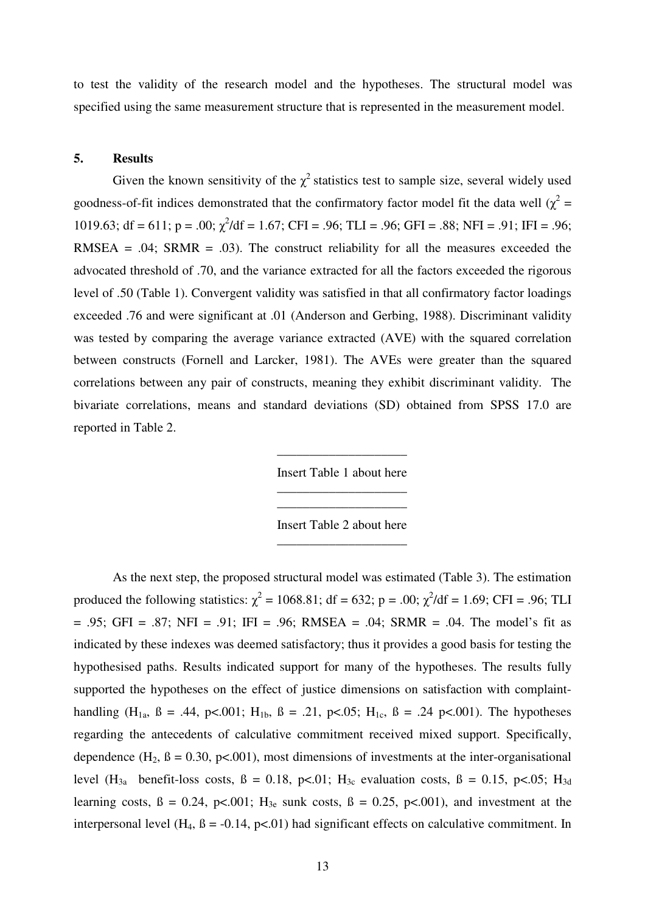to test the validity of the research model and the hypotheses. The structural model was specified using the same measurement structure that is represented in the measurement model.

## 5. Results

Given the known sensitivity of the $\chi^2$ statistics test to sample size, several widely used goodness-of-fit indices demonstrated that the confirmatory factor model fit the data well ($\chi^2$ = 1019.63; df = 611; p = .00; $\chi^2$/df = 1.67; CFI = .96; TLI = .96; GFI = .88; NFI = .91; IFI = .96; RMSEA = .04; SRMR = .03). The construct reliability for all the measures exceeded the advocated threshold of .70, and the variance extracted for all the factors exceeded the rigorous level of .50 (Table 1). Convergent validity was satisfied in that all confirmatory factor loadings exceeded .76 and were significant at .01 (Anderson and Gerbing, 1988). Discriminant validity was tested by comparing the average variance extracted (AVE) with the squared correlation between constructs (Fornell and Larcker, 1981). The AVEs were greater than the squared correlations between any pair of constructs, meaning they exhibit discriminant validity. The bivariate correlations, means and standard deviations (SD) obtained from SPSS 17.0 are reported in Table 2.

Insert Table 1 about here

Insert Table 2 about here

As the next step, the proposed structural model was estimated (Table 3). The estimation produced the following statistics: $\chi^2$ = 1068.81; df = 632; p = .00; $\chi^2$/df = 1.69; CFI = .96; TLI = .95; GFI = .87; NFI = .91; IFI = .96; RMSEA = .04; SRMR = .04. The model's fit as indicated by these indexes was deemed satisfactory; thus it provides a good basis for testing the hypothesised paths. Results indicated support for many of the hypotheses. The results fully supported the hypotheses on the effect of justice dimensions on satisfaction with complaint-handling ($H_{1a}$, ß = .44, p<.001; $H_{1b}$, ß = .21, p<.05; $H_{1c}$, ß = .24 p<.001). The hypotheses regarding the antecedents of calculative commitment received mixed support. Specifically, dependence ($H_2$, ß = 0.30, p<.001), most dimensions of investments at the inter-organisational level ($H_{3a}$ benefit-loss costs, ß = 0.18, p<.01; $H_{3c}$ evaluation costs, ß = 0.15, p<.05; $H_{3d}$ learning costs, ß = 0.24, p<.001; $H_{3e}$ sunk costs, ß = 0.25, p<.001), and investment at the interpersonal level ($H_4$, ß = -0.14, p<.01) had significant effects on calculative commitment. In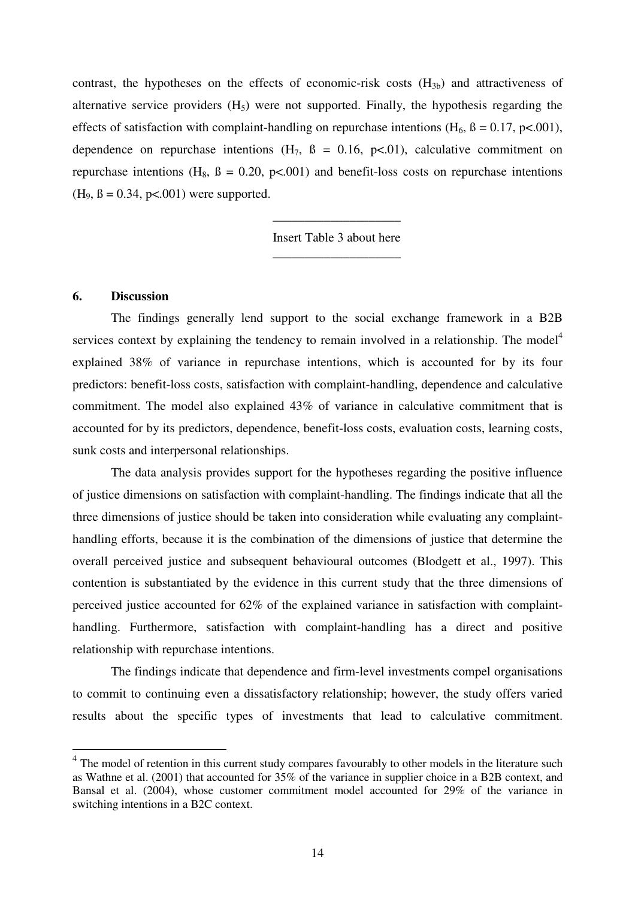contrast, the hypotheses on the effects of economic-risk costs ($H_{3b}$) and attractiveness of alternative service providers ($H_5$) were not supported. Finally, the hypothesis regarding the effects of satisfaction with complaint-handling on repurchase intentions ($H_6$, $\beta = 0.17$, $p<.001$), dependence on repurchase intentions ($H_7$, $\beta = 0.16$, $p<.01$), calculative commitment on repurchase intentions ($H_8$, $\beta = 0.20$, $p<.001$) and benefit-loss costs on repurchase intentions ($H_9$, $\beta = 0.34$, $p<.001$) were supported.

---

Insert Table 3 about here

---

## 6. Discussion

The findings generally lend support to the social exchange framework in a B2B services context by explaining the tendency to remain involved in a relationship. The model[4] explained 38% of variance in repurchase intentions, which is accounted for by its four predictors: benefit-loss costs, satisfaction with complaint-handling, dependence and calculative commitment. The model also explained 43% of variance in calculative commitment that is accounted for by its predictors, dependence, benefit-loss costs, evaluation costs, learning costs, sunk costs and interpersonal relationships.

The data analysis provides support for the hypotheses regarding the positive influence of justice dimensions on satisfaction with complaint-handling. The findings indicate that all the three dimensions of justice should be taken into consideration while evaluating any complaint-handling efforts, because it is the combination of the dimensions of justice that determine the overall perceived justice and subsequent behavioural outcomes (Blodgett et al., 1997). This contention is substantiated by the evidence in this current study that the three dimensions of perceived justice accounted for 62% of the explained variance in satisfaction with complaint-handling. Furthermore, satisfaction with complaint-handling has a direct and positive relationship with repurchase intentions.

The findings indicate that dependence and firm-level investments compel organisations to commit to continuing even a dissatisfactory relationship; however, the study offers varied results about the specific types of investments that lead to calculative commitment.

---

[4] The model of retention in this current study compares favourably to other models in the literature such as Wathne et al. (2001) that accounted for 35% of the variance in supplier choice in a B2B context, and Bansal et al. (2004), whose customer commitment model accounted for 29% of the variance in switching intentions in a B2C context.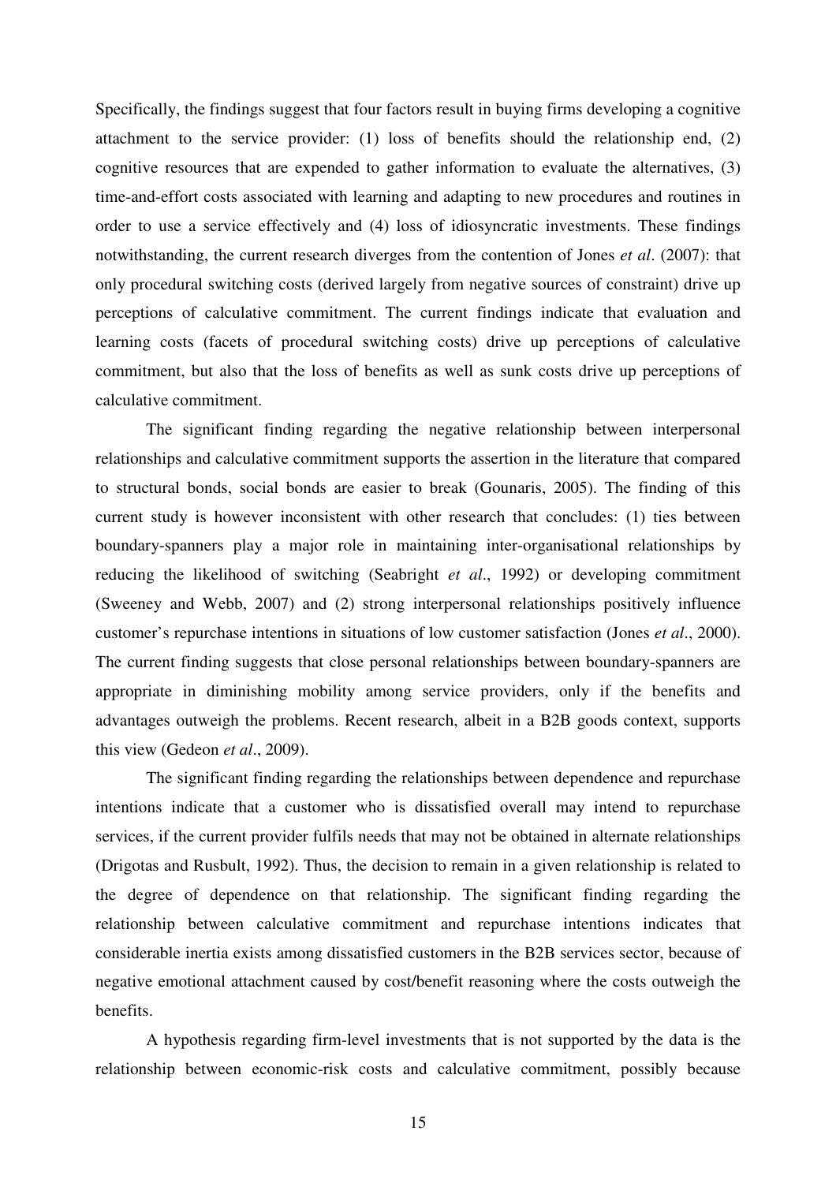Specifically, the findings suggest that four factors result in buying firms developing a cognitive attachment to the service provider: (1) loss of benefits should the relationship end, (2) cognitive resources that are expended to gather information to evaluate the alternatives, (3) time-and-effort costs associated with learning and adapting to new procedures and routines in order to use a service effectively and (4) loss of idiosyncratic investments. These findings notwithstanding, the current research diverges from the contention of Jones *et al*. (2007): that only procedural switching costs (derived largely from negative sources of constraint) drive up perceptions of calculative commitment. The current findings indicate that evaluation and learning costs (facets of procedural switching costs) drive up perceptions of calculative commitment, but also that the loss of benefits as well as sunk costs drive up perceptions of calculative commitment.

The significant finding regarding the negative relationship between interpersonal relationships and calculative commitment supports the assertion in the literature that compared to structural bonds, social bonds are easier to break (Gounaris, 2005). The finding of this current study is however inconsistent with other research that concludes: (1) ties between boundary-spanners play a major role in maintaining inter-organisational relationships by reducing the likelihood of switching (Seabright *et al*., 1992) or developing commitment (Sweeney and Webb, 2007) and (2) strong interpersonal relationships positively influence customer's repurchase intentions in situations of low customer satisfaction (Jones *et al*., 2000). The current finding suggests that close personal relationships between boundary-spanners are appropriate in diminishing mobility among service providers, only if the benefits and advantages outweigh the problems. Recent research, albeit in a B2B goods context, supports this view (Gedeon *et al*., 2009).

The significant finding regarding the relationships between dependence and repurchase intentions indicate that a customer who is dissatisfied overall may intend to repurchase services, if the current provider fulfils needs that may not be obtained in alternate relationships (Drigotas and Rusbult, 1992). Thus, the decision to remain in a given relationship is related to the degree of dependence on that relationship. The significant finding regarding the relationship between calculative commitment and repurchase intentions indicates that considerable inertia exists among dissatisfied customers in the B2B services sector, because of negative emotional attachment caused by cost/benefit reasoning where the costs outweigh the benefits.

A hypothesis regarding firm-level investments that is not supported by the data is the relationship between economic-risk costs and calculative commitment, possibly because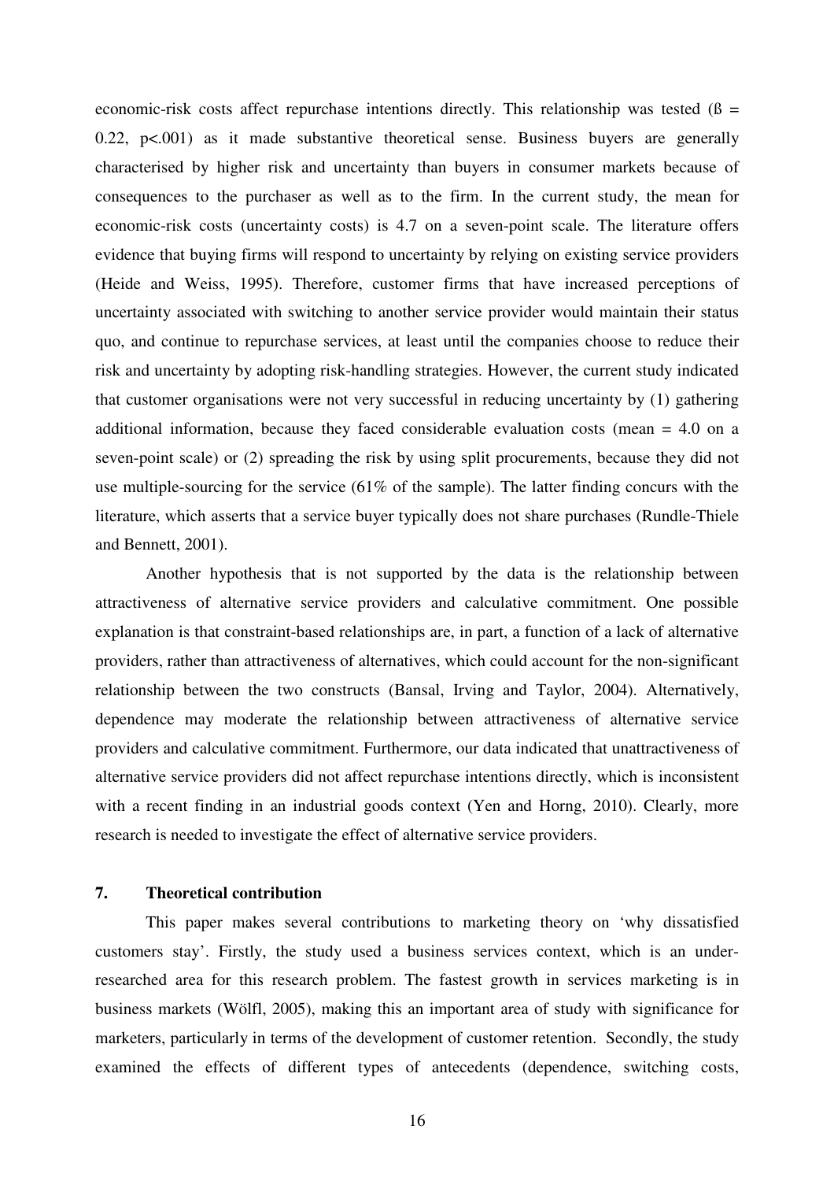economic-risk costs affect repurchase intentions directly. This relationship was tested ($ß = 0.22$, $p<.001$) as it made substantive theoretical sense. Business buyers are generally characterised by higher risk and uncertainty than buyers in consumer markets because of consequences to the purchaser as well as to the firm. In the current study, the mean for economic-risk costs (uncertainty costs) is 4.7 on a seven-point scale. The literature offers evidence that buying firms will respond to uncertainty by relying on existing service providers (Heide and Weiss, 1995). Therefore, customer firms that have increased perceptions of uncertainty associated with switching to another service provider would maintain their status quo, and continue to repurchase services, at least until the companies choose to reduce their risk and uncertainty by adopting risk-handling strategies. However, the current study indicated that customer organisations were not very successful in reducing uncertainty by (1) gathering additional information, because they faced considerable evaluation costs (mean = 4.0 on a seven-point scale) or (2) spreading the risk by using split procurements, because they did not use multiple-sourcing for the service (61% of the sample). The latter finding concurs with the literature, which asserts that a service buyer typically does not share purchases (Rundle-Thiele and Bennett, 2001).

Another hypothesis that is not supported by the data is the relationship between attractiveness of alternative service providers and calculative commitment. One possible explanation is that constraint-based relationships are, in part, a function of a lack of alternative providers, rather than attractiveness of alternatives, which could account for the non-significant relationship between the two constructs (Bansal, Irving and Taylor, 2004). Alternatively, dependence may moderate the relationship between attractiveness of alternative service providers and calculative commitment. Furthermore, our data indicated that unattractiveness of alternative service providers did not affect repurchase intentions directly, which is inconsistent with a recent finding in an industrial goods context (Yen and Horng, 2010). Clearly, more research is needed to investigate the effect of alternative service providers.

## 7. Theoretical contribution

This paper makes several contributions to marketing theory on 'why dissatisfied customers stay'. Firstly, the study used a business services context, which is an under-researched area for this research problem. The fastest growth in services marketing is in business markets (Wölfl, 2005), making this an important area of study with significance for marketers, particularly in terms of the development of customer retention. Secondly, the study examined the effects of different types of antecedents (dependence, switching costs,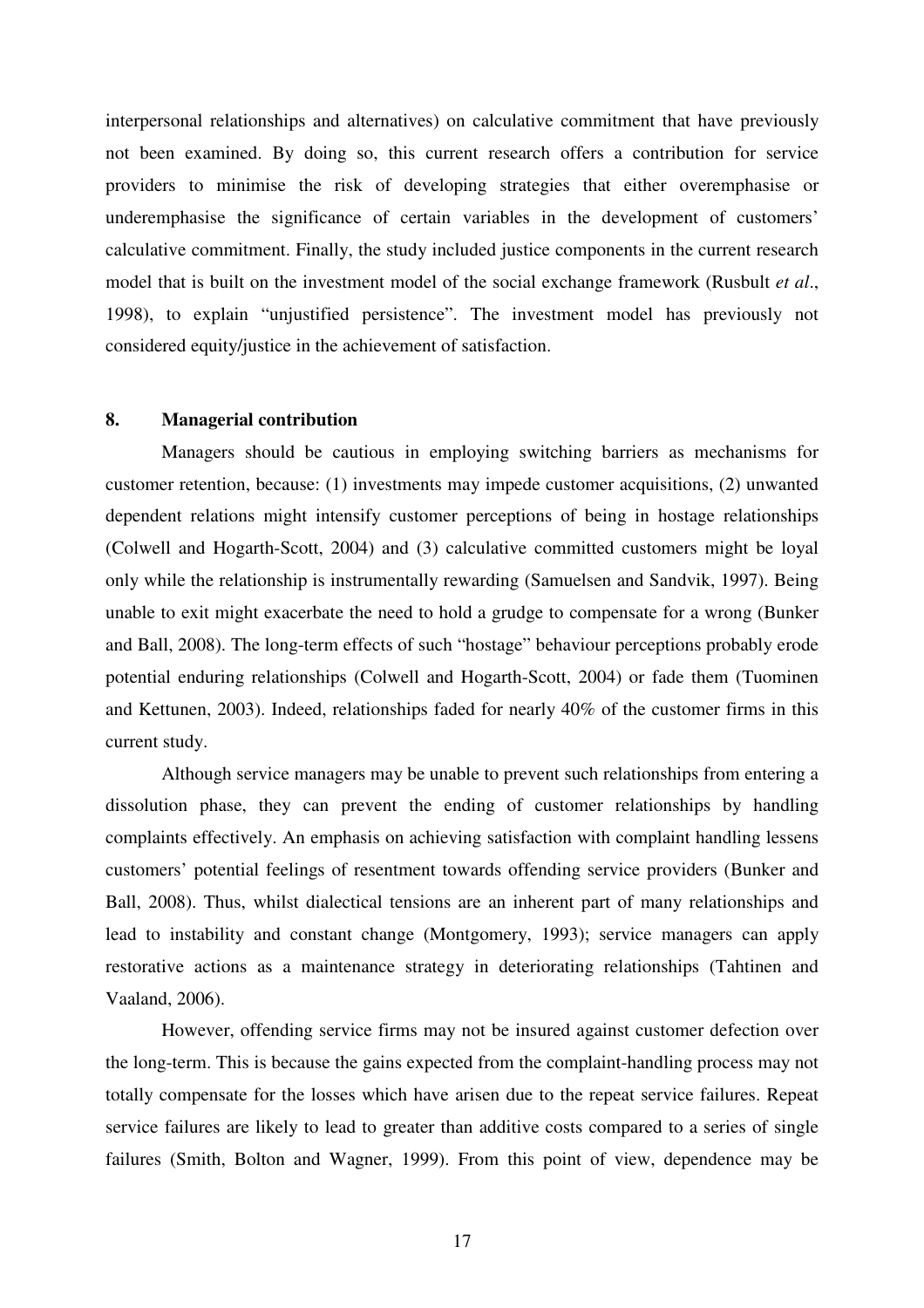interpersonal relationships and alternatives) on calculative commitment that have previously not been examined. By doing so, this current research offers a contribution for service providers to minimise the risk of developing strategies that either overemphasise or underemphasise the significance of certain variables in the development of customers' calculative commitment. Finally, the study included justice components in the current research model that is built on the investment model of the social exchange framework (Rusbult *et al*., 1998), to explain "unjustified persistence". The investment model has previously not considered equity/justice in the achievement of satisfaction.

## 8. Managerial contribution

Managers should be cautious in employing switching barriers as mechanisms for customer retention, because: (1) investments may impede customer acquisitions, (2) unwanted dependent relations might intensify customer perceptions of being in hostage relationships (Colwell and Hogarth-Scott, 2004) and (3) calculative committed customers might be loyal only while the relationship is instrumentally rewarding (Samuelsen and Sandvik, 1997). Being unable to exit might exacerbate the need to hold a grudge to compensate for a wrong (Bunker and Ball, 2008). The long-term effects of such "hostage" behaviour perceptions probably erode potential enduring relationships (Colwell and Hogarth-Scott, 2004) or fade them (Tuominen and Kettunen, 2003). Indeed, relationships faded for nearly 40% of the customer firms in this current study.

Although service managers may be unable to prevent such relationships from entering a dissolution phase, they can prevent the ending of customer relationships by handling complaints effectively. An emphasis on achieving satisfaction with complaint handling lessens customers' potential feelings of resentment towards offending service providers (Bunker and Ball, 2008). Thus, whilst dialectical tensions are an inherent part of many relationships and lead to instability and constant change (Montgomery, 1993); service managers can apply restorative actions as a maintenance strategy in deteriorating relationships (Tahtinen and Vaaland, 2006).

However, offending service firms may not be insured against customer defection over the long-term. This is because the gains expected from the complaint-handling process may not totally compensate for the losses which have arisen due to the repeat service failures. Repeat service failures are likely to lead to greater than additive costs compared to a series of single failures (Smith, Bolton and Wagner, 1999). From this point of view, dependence may be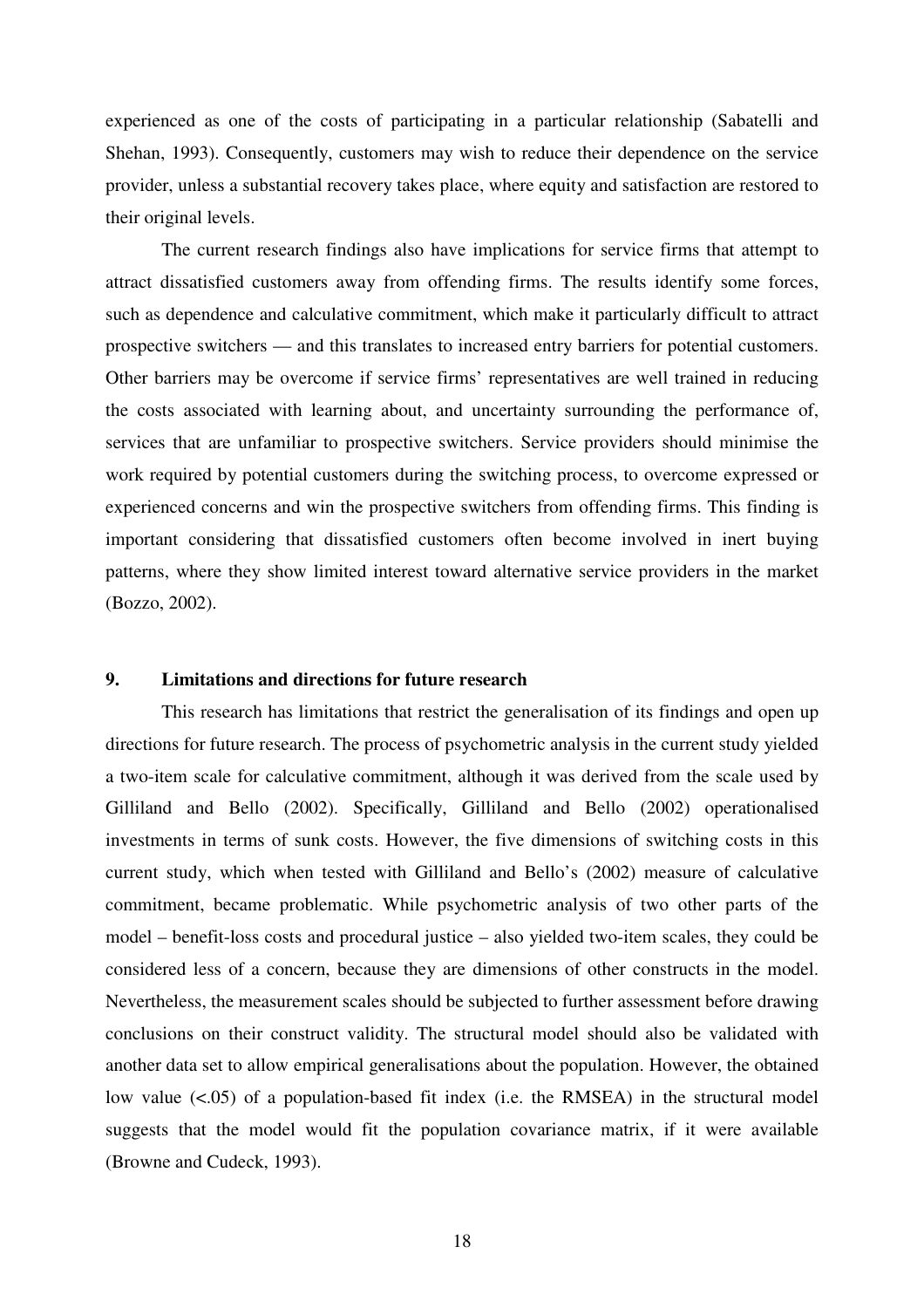experienced as one of the costs of participating in a particular relationship (Sabatelli and Shehan, 1993). Consequently, customers may wish to reduce their dependence on the service provider, unless a substantial recovery takes place, where equity and satisfaction are restored to their original levels.

The current research findings also have implications for service firms that attempt to attract dissatisfied customers away from offending firms. The results identify some forces, such as dependence and calculative commitment, which make it particularly difficult to attract prospective switchers — and this translates to increased entry barriers for potential customers. Other barriers may be overcome if service firms' representatives are well trained in reducing the costs associated with learning about, and uncertainty surrounding the performance of, services that are unfamiliar to prospective switchers. Service providers should minimise the work required by potential customers during the switching process, to overcome expressed or experienced concerns and win the prospective switchers from offending firms. This finding is important considering that dissatisfied customers often become involved in inert buying patterns, where they show limited interest toward alternative service providers in the market (Bozzo, 2002).

## 9. Limitations and directions for future research

This research has limitations that restrict the generalisation of its findings and open up directions for future research. The process of psychometric analysis in the current study yielded a two-item scale for calculative commitment, although it was derived from the scale used by Gilliland and Bello (2002). Specifically, Gilliland and Bello (2002) operationalised investments in terms of sunk costs. However, the five dimensions of switching costs in this current study, which when tested with Gilliland and Bello's (2002) measure of calculative commitment, became problematic. While psychometric analysis of two other parts of the model – benefit-loss costs and procedural justice – also yielded two-item scales, they could be considered less of a concern, because they are dimensions of other constructs in the model. Nevertheless, the measurement scales should be subjected to further assessment before drawing conclusions on their construct validity. The structural model should also be validated with another data set to allow empirical generalisations about the population. However, the obtained low value (<.05) of a population-based fit index (i.e. the RMSEA) in the structural model suggests that the model would fit the population covariance matrix, if it were available (Browne and Cudeck, 1993).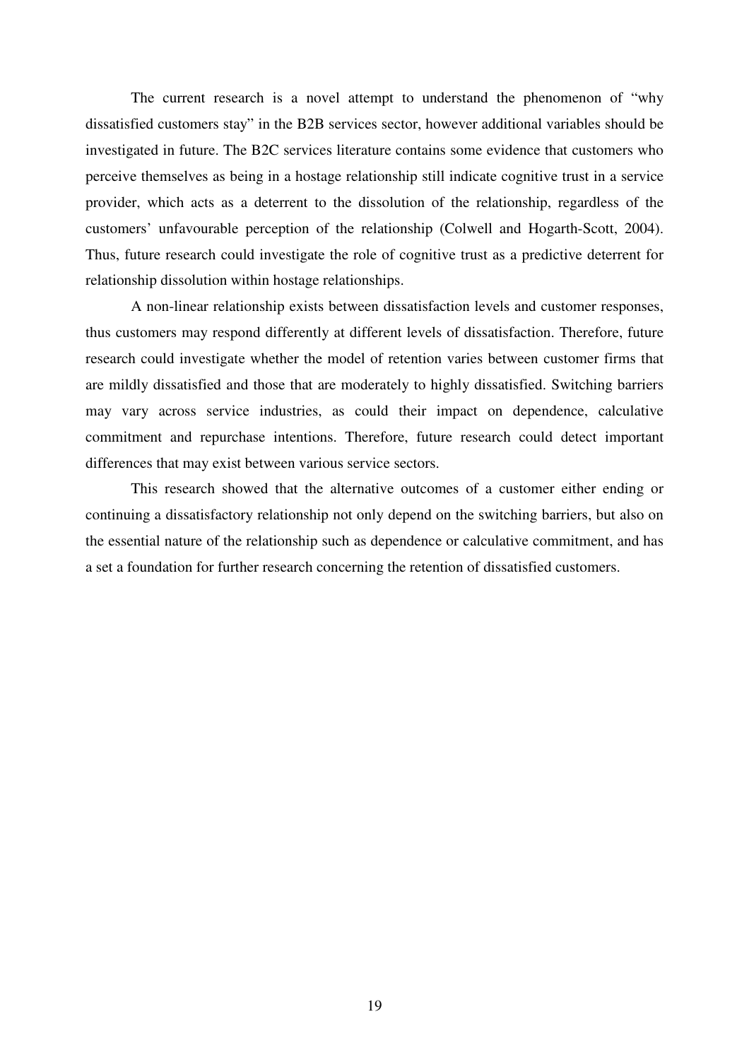The current research is a novel attempt to understand the phenomenon of "why dissatisfied customers stay" in the B2B services sector, however additional variables should be investigated in future. The B2C services literature contains some evidence that customers who perceive themselves as being in a hostage relationship still indicate cognitive trust in a service provider, which acts as a deterrent to the dissolution of the relationship, regardless of the customers' unfavourable perception of the relationship (Colwell and Hogarth-Scott, 2004). Thus, future research could investigate the role of cognitive trust as a predictive deterrent for relationship dissolution within hostage relationships.

A non-linear relationship exists between dissatisfaction levels and customer responses, thus customers may respond differently at different levels of dissatisfaction. Therefore, future research could investigate whether the model of retention varies between customer firms that are mildly dissatisfied and those that are moderately to highly dissatisfied. Switching barriers may vary across service industries, as could their impact on dependence, calculative commitment and repurchase intentions. Therefore, future research could detect important differences that may exist between various service sectors.

This research showed that the alternative outcomes of a customer either ending or continuing a dissatisfactory relationship not only depend on the switching barriers, but also on the essential nature of the relationship such as dependence or calculative commitment, and has a set a foundation for further research concerning the retention of dissatisfied customers.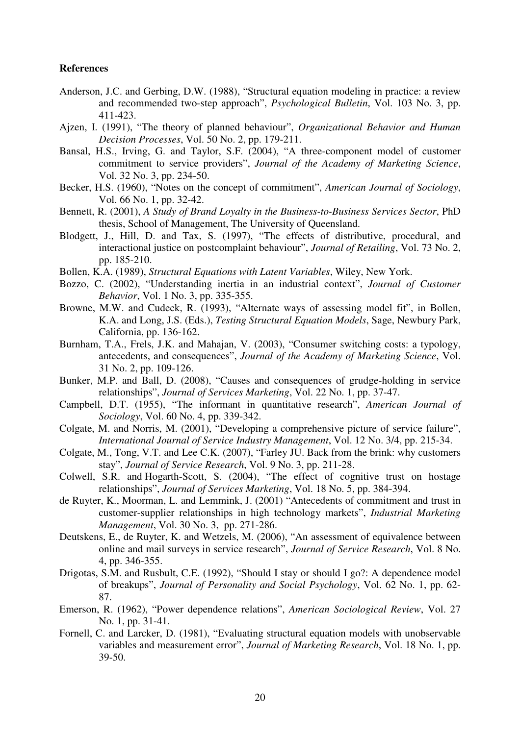**References**

Anderson, J.C. and Gerbing, D.W. (1988), "Structural equation modeling in practice: a review and recommended two-step approach", *Psychological Bulletin*, Vol. 103 No. 3, pp. 411-423.

Ajzen, I. (1991), "The theory of planned behaviour", *Organizational Behavior and Human Decision Processes*, Vol. 50 No. 2, pp. 179-211.

Bansal, H.S., Irving, G. and Taylor, S.F. (2004), "A three-component model of customer commitment to service providers", *Journal of the Academy of Marketing Science*, Vol. 32 No. 3, pp. 234-50.

Becker, H.S. (1960), "Notes on the concept of commitment", *American Journal of Sociology*, Vol. 66 No. 1, pp. 32-42.

Bennett, R. (2001), *A Study of Brand Loyalty in the Business-to-Business Services Sector*, PhD thesis, School of Management, The University of Queensland.

Blodgett, J., Hill, D. and Tax, S. (1997), "The effects of distributive, procedural, and interactional justice on postcomplaint behaviour", *Journal of Retailing*, Vol. 73 No. 2, pp. 185-210.

Bollen, K.A. (1989), *Structural Equations with Latent Variables*, Wiley, New York.

Bozzo, C. (2002), "Understanding inertia in an industrial context", *Journal of Customer Behavior*, Vol. 1 No. 3, pp. 335-355.

Browne, M.W. and Cudeck, R. (1993), "Alternate ways of assessing model fit", in Bollen, K.A. and Long, J.S. (Eds.), *Testing Structural Equation Models*, Sage, Newbury Park, California, pp. 136-162.

Burnham, T.A., Frels, J.K. and Mahajan, V. (2003), "Consumer switching costs: a typology, antecedents, and consequences", *Journal of the Academy of Marketing Science*, Vol. 31 No. 2, pp. 109-126.

Bunker, M.P. and Ball, D. (2008), "Causes and consequences of grudge-holding in service relationships", *Journal of Services Marketing*, Vol. 22 No. 1, pp. 37-47.

Campbell, D.T. (1955), "The informant in quantitative research", *American Journal of Sociology*, Vol. 60 No. 4, pp. 339-342.

Colgate, M. and Norris, M. (2001), "Developing a comprehensive picture of service failure", *International Journal of Service Industry Management*, Vol. 12 No. 3/4, pp. 215-34.

Colgate, M., Tong, V.T. and Lee C.K. (2007), "Farley JU. Back from the brink: why customers stay", *Journal of Service Research*, Vol. 9 No. 3, pp. 211-28.

Colwell, S.R. and Hogarth-Scott, S. (2004), "The effect of cognitive trust on hostage relationships", *Journal of Services Marketing*, Vol. 18 No. 5, pp. 384-394.

de Ruyter, K., Moorman, L. and Lemmink, J. (2001) "Antecedents of commitment and trust in customer-supplier relationships in high technology markets", *Industrial Marketing Management*, Vol. 30 No. 3, pp. 271-286.

Deutskens, E., de Ruyter, K. and Wetzels, M. (2006), "An assessment of equivalence between online and mail surveys in service research", *Journal of Service Research*, Vol. 8 No. 4, pp. 346-355.

Drigotas, S.M. and Rusbult, C.E. (1992), "Should I stay or should I go?: A dependence model of breakups", *Journal of Personality and Social Psychology*, Vol. 62 No. 1, pp. 62-87.

Emerson, R. (1962), "Power dependence relations", *American Sociological Review*, Vol. 27 No. 1, pp. 31-41.

Fornell, C. and Larcker, D. (1981), "Evaluating structural equation models with unobservable variables and measurement error", *Journal of Marketing Research*, Vol. 18 No. 1, pp. 39-50.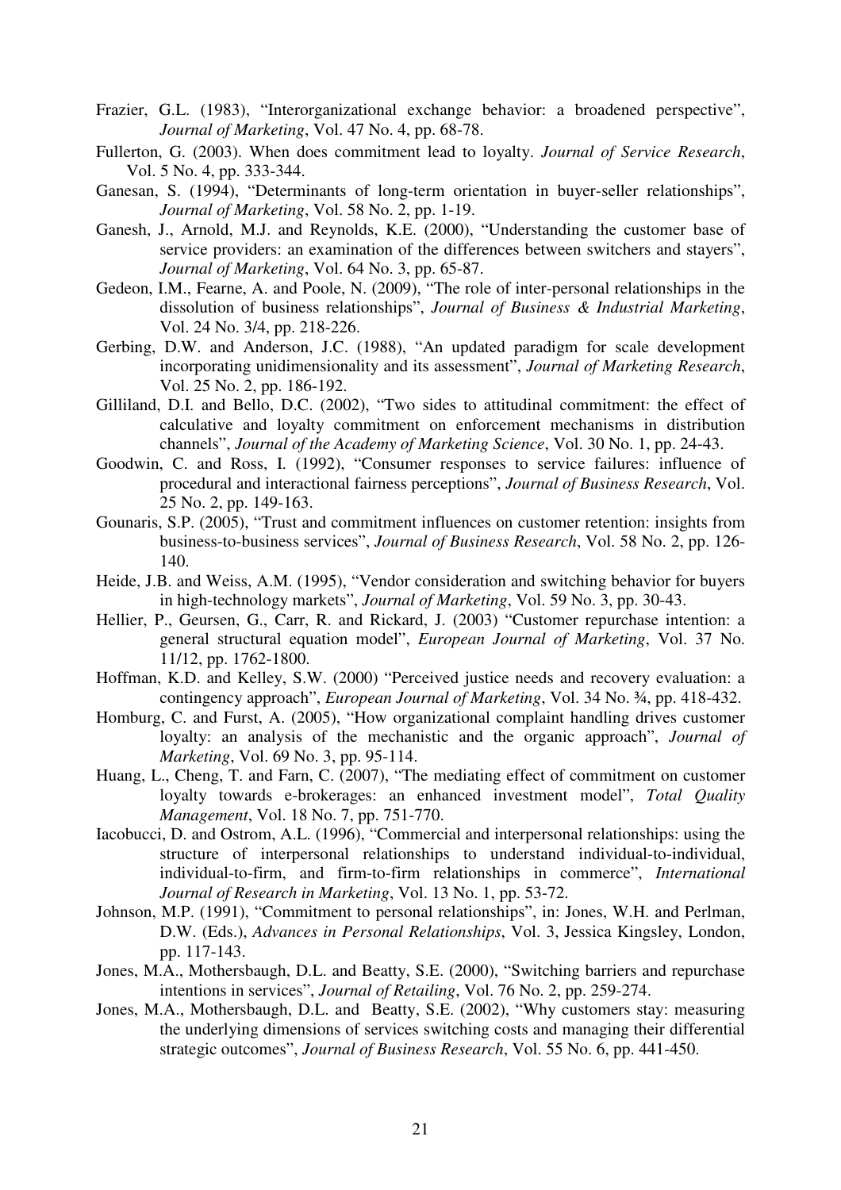Frazier, G.L. (1983), "Interorganizational exchange behavior: a broadened perspective", *Journal of Marketing*, Vol. 47 No. 4, pp. 68-78.

Fullerton, G. (2003). When does commitment lead to loyalty. *Journal of Service Research*, Vol. 5 No. 4, pp. 333-344.

Ganesan, S. (1994), "Determinants of long-term orientation in buyer-seller relationships", *Journal of Marketing*, Vol. 58 No. 2, pp. 1-19.

Ganesh, J., Arnold, M.J. and Reynolds, K.E. (2000), "Understanding the customer base of service providers: an examination of the differences between switchers and stayers", *Journal of Marketing*, Vol. 64 No. 3, pp. 65-87.

Gedeon, I.M., Fearne, A. and Poole, N. (2009), "The role of inter-personal relationships in the dissolution of business relationships", *Journal of Business & Industrial Marketing*, Vol. 24 No. 3/4, pp. 218-226.

Gerbing, D.W. and Anderson, J.C. (1988), "An updated paradigm for scale development incorporating unidimensionality and its assessment", *Journal of Marketing Research*, Vol. 25 No. 2, pp. 186-192.

Gilliland, D.I. and Bello, D.C. (2002), "Two sides to attitudinal commitment: the effect of calculative and loyalty commitment on enforcement mechanisms in distribution channels", *Journal of the Academy of Marketing Science*, Vol. 30 No. 1, pp. 24-43.

Goodwin, C. and Ross, I. (1992), "Consumer responses to service failures: influence of procedural and interactional fairness perceptions", *Journal of Business Research*, Vol. 25 No. 2, pp. 149-163.

Gounaris, S.P. (2005), "Trust and commitment influences on customer retention: insights from business-to-business services", *Journal of Business Research*, Vol. 58 No. 2, pp. 126-140.

Heide, J.B. and Weiss, A.M. (1995), "Vendor consideration and switching behavior for buyers in high-technology markets", *Journal of Marketing*, Vol. 59 No. 3, pp. 30-43.

Hellier, P., Geursen, G., Carr, R. and Rickard, J. (2003) "Customer repurchase intention: a general structural equation model", *European Journal of Marketing*, Vol. 37 No. 11/12, pp. 1762-1800.

Hoffman, K.D. and Kelley, S.W. (2000) "Perceived justice needs and recovery evaluation: a contingency approach", *European Journal of Marketing*, Vol. 34 No. ¾, pp. 418-432.

Homburg, C. and Furst, A. (2005), "How organizational complaint handling drives customer loyalty: an analysis of the mechanistic and the organic approach", *Journal of Marketing*, Vol. 69 No. 3, pp. 95-114.

Huang, L., Cheng, T. and Farn, C. (2007), "The mediating effect of commitment on customer loyalty towards e-brokerages: an enhanced investment model", *Total Quality Management*, Vol. 18 No. 7, pp. 751-770.

Iacobucci, D. and Ostrom, A.L. (1996), "Commercial and interpersonal relationships: using the structure of interpersonal relationships to understand individual-to-individual, individual-to-firm, and firm-to-firm relationships in commerce", *International Journal of Research in Marketing*, Vol. 13 No. 1, pp. 53-72.

Johnson, M.P. (1991), "Commitment to personal relationships", in: Jones, W.H. and Perlman, D.W. (Eds.), *Advances in Personal Relationships*, Vol. 3, Jessica Kingsley, London, pp. 117-143.

Jones, M.A., Mothersbaugh, D.L. and Beatty, S.E. (2000), "Switching barriers and repurchase intentions in services", *Journal of Retailing*, Vol. 76 No. 2, pp. 259-274.

Jones, M.A., Mothersbaugh, D.L. and Beatty, S.E. (2002), "Why customers stay: measuring the underlying dimensions of services switching costs and managing their differential strategic outcomes", *Journal of Business Research*, Vol. 55 No. 6, pp. 441-450.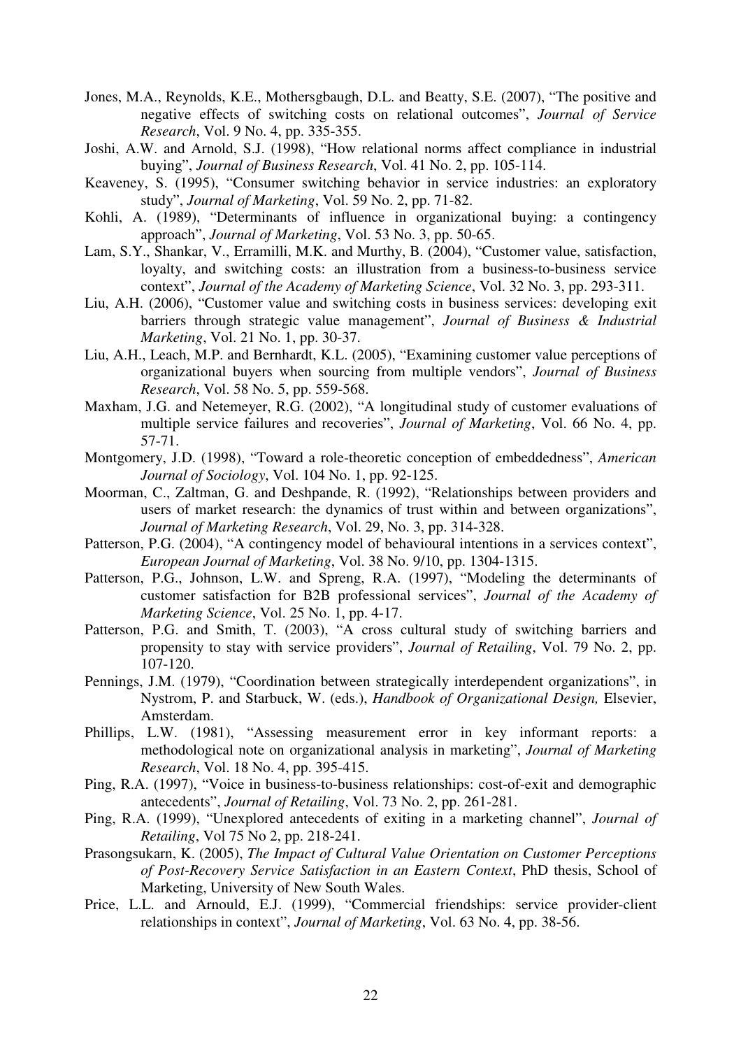Jones, M.A., Reynolds, K.E., Mothersgbaugh, D.L. and Beatty, S.E. (2007), "The positive and negative effects of switching costs on relational outcomes", *Journal of Service Research*, Vol. 9 No. 4, pp. 335-355.

Joshi, A.W. and Arnold, S.J. (1998), "How relational norms affect compliance in industrial buying", *Journal of Business Research*, Vol. 41 No. 2, pp. 105-114.

Keaveney, S. (1995), "Consumer switching behavior in service industries: an exploratory study", *Journal of Marketing*, Vol. 59 No. 2, pp. 71-82.

Kohli, A. (1989), "Determinants of influence in organizational buying: a contingency approach", *Journal of Marketing*, Vol. 53 No. 3, pp. 50-65.

Lam, S.Y., Shankar, V., Erramilli, M.K. and Murthy, B. (2004), "Customer value, satisfaction, loyalty, and switching costs: an illustration from a business-to-business service context", *Journal of the Academy of Marketing Science*, Vol. 32 No. 3, pp. 293-311.

Liu, A.H. (2006), "Customer value and switching costs in business services: developing exit barriers through strategic value management", *Journal of Business & Industrial Marketing*, Vol. 21 No. 1, pp. 30-37.

Liu, A.H., Leach, M.P. and Bernhardt, K.L. (2005), "Examining customer value perceptions of organizational buyers when sourcing from multiple vendors", *Journal of Business Research*, Vol. 58 No. 5, pp. 559-568.

Maxham, J.G. and Netemeyer, R.G. (2002), "A longitudinal study of customer evaluations of multiple service failures and recoveries", *Journal of Marketing*, Vol. 66 No. 4, pp. 57-71.

Montgomery, J.D. (1998), "Toward a role-theoretic conception of embeddedness", *American Journal of Sociology*, Vol. 104 No. 1, pp. 92-125.

Moorman, C., Zaltman, G. and Deshpande, R. (1992), "Relationships between providers and users of market research: the dynamics of trust within and between organizations", *Journal of Marketing Research*, Vol. 29, No. 3, pp. 314-328.

Patterson, P.G. (2004), "A contingency model of behavioural intentions in a services context", *European Journal of Marketing*, Vol. 38 No. 9/10, pp. 1304-1315.

Patterson, P.G., Johnson, L.W. and Spreng, R.A. (1997), "Modeling the determinants of customer satisfaction for B2B professional services", *Journal of the Academy of Marketing Science*, Vol. 25 No. 1, pp. 4-17.

Patterson, P.G. and Smith, T. (2003), "A cross cultural study of switching barriers and propensity to stay with service providers", *Journal of Retailing*, Vol. 79 No. 2, pp. 107-120.

Pennings, J.M. (1979), "Coordination between strategically interdependent organizations", in Nystrom, P. and Starbuck, W. (eds.), *Handbook of Organizational Design,* Elsevier, Amsterdam.

Phillips, L.W. (1981), "Assessing measurement error in key informant reports: a methodological note on organizational analysis in marketing", *Journal of Marketing Research*, Vol. 18 No. 4, pp. 395-415.

Ping, R.A. (1997), "Voice in business-to-business relationships: cost-of-exit and demographic antecedents", *Journal of Retailing*, Vol. 73 No. 2, pp. 261-281.

Ping, R.A. (1999), "Unexplored antecedents of exiting in a marketing channel", *Journal of Retailing*, Vol 75 No 2, pp. 218-241.

Prasongsukarn, K. (2005), *The Impact of Cultural Value Orientation on Customer Perceptions of Post-Recovery Service Satisfaction in an Eastern Context*, PhD thesis, School of Marketing, University of New South Wales.

Price, L.L. and Arnould, E.J. (1999), "Commercial friendships: service provider-client relationships in context", *Journal of Marketing*, Vol. 63 No. 4, pp. 38-56.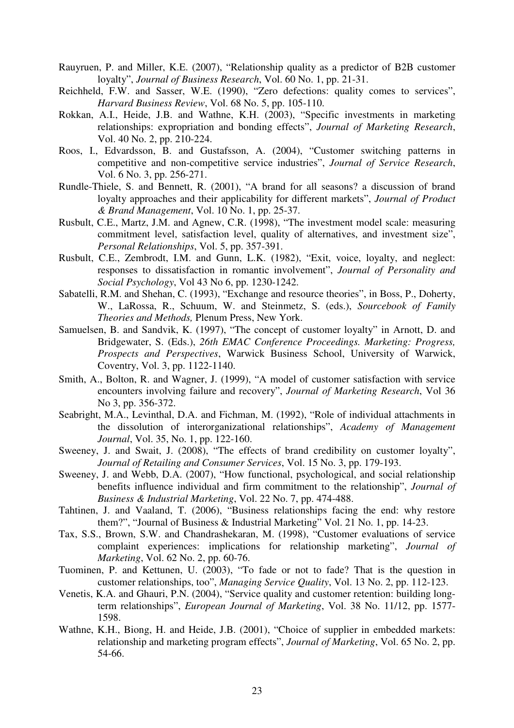Rauyruen, P. and Miller, K.E. (2007), "Relationship quality as a predictor of B2B customer loyalty", *Journal of Business Research*, Vol. 60 No. 1, pp. 21-31.

Reichheld, F.W. and Sasser, W.E. (1990), "Zero defections: quality comes to services", *Harvard Business Review*, Vol. 68 No. 5, pp. 105-110.

Rokkan, A.I., Heide, J.B. and Wathne, K.H. (2003), "Specific investments in marketing relationships: expropriation and bonding effects", *Journal of Marketing Research*, Vol. 40 No. 2, pp. 210-224.

Roos, I., Edvardsson, B. and Gustafsson, A. (2004), "Customer switching patterns in competitive and non-competitive service industries", *Journal of Service Research*, Vol. 6 No. 3, pp. 256-271.

Rundle-Thiele, S. and Bennett, R. (2001), "A brand for all seasons? a discussion of brand loyalty approaches and their applicability for different markets", *Journal of Product & Brand Management*, Vol. 10 No. 1, pp. 25-37.

Rusbult, C.E., Martz, J.M. and Agnew, C.R. (1998), "The investment model scale: measuring commitment level, satisfaction level, quality of alternatives, and investment size", *Personal Relationships*, Vol. 5, pp. 357-391.

Rusbult, C.E., Zembrodt, I.M. and Gunn, L.K. (1982), "Exit, voice, loyalty, and neglect: responses to dissatisfaction in romantic involvement", *Journal of Personality and Social Psychology*, Vol 43 No 6, pp. 1230-1242.

Sabatelli, R.M. and Shehan, C. (1993), "Exchange and resource theories", in Boss, P., Doherty, W., LaRossa, R., Schuum, W. and Steinmetz, S. (eds.), *Sourcebook of Family Theories and Methods,* Plenum Press, New York.

Samuelsen, B. and Sandvik, K. (1997), "The concept of customer loyalty" in Arnott, D. and Bridgewater, S. (Eds.), *26th EMAC Conference Proceedings. Marketing: Progress, Prospects and Perspectives*, Warwick Business School, University of Warwick, Coventry, Vol. 3, pp. 1122-1140.

Smith, A., Bolton, R. and Wagner, J. (1999), "A model of customer satisfaction with service encounters involving failure and recovery", *Journal of Marketing Research*, Vol 36 No 3, pp. 356-372.

Seabright, M.A., Levinthal, D.A. and Fichman, M. (1992), "Role of individual attachments in the dissolution of interorganizational relationships", *Academy of Management Journal*, Vol. 35, No. 1, pp. 122-160.

Sweeney, J. and Swait, J. (2008), "The effects of brand credibility on customer loyalty", *Journal of Retailing and Consumer Services*, Vol. 15 No. 3, pp. 179-193.

Sweeney, J. and Webb, D.A. (2007), "How functional, psychological, and social relationship benefits influence individual and firm commitment to the relationship", *Journal of Business & Industrial Marketing*, Vol. 22 No. 7, pp. 474-488.

Tahtinen, J. and Vaaland, T. (2006), "Business relationships facing the end: why restore them?", "Journal of Business & Industrial Marketing" Vol. 21 No. 1, pp. 14-23.

Tax, S.S., Brown, S.W. and Chandrashekaran, M. (1998), "Customer evaluations of service complaint experiences: implications for relationship marketing", *Journal of Marketing*, Vol. 62 No. 2, pp. 60-76.

Tuominen, P. and Kettunen, U. (2003), "To fade or not to fade? That is the question in customer relationships, too", *Managing Service Quality*, Vol. 13 No. 2, pp. 112-123.

Venetis, K.A. and Ghauri, P.N. (2004), "Service quality and customer retention: building long-term relationships", *European Journal of Marketing*, Vol. 38 No. 11/12, pp. 1577-1598.

Wathne, K.H., Biong, H. and Heide, J.B. (2001), "Choice of supplier in embedded markets: relationship and marketing program effects", *Journal of Marketing*, Vol. 65 No. 2, pp. 54-66.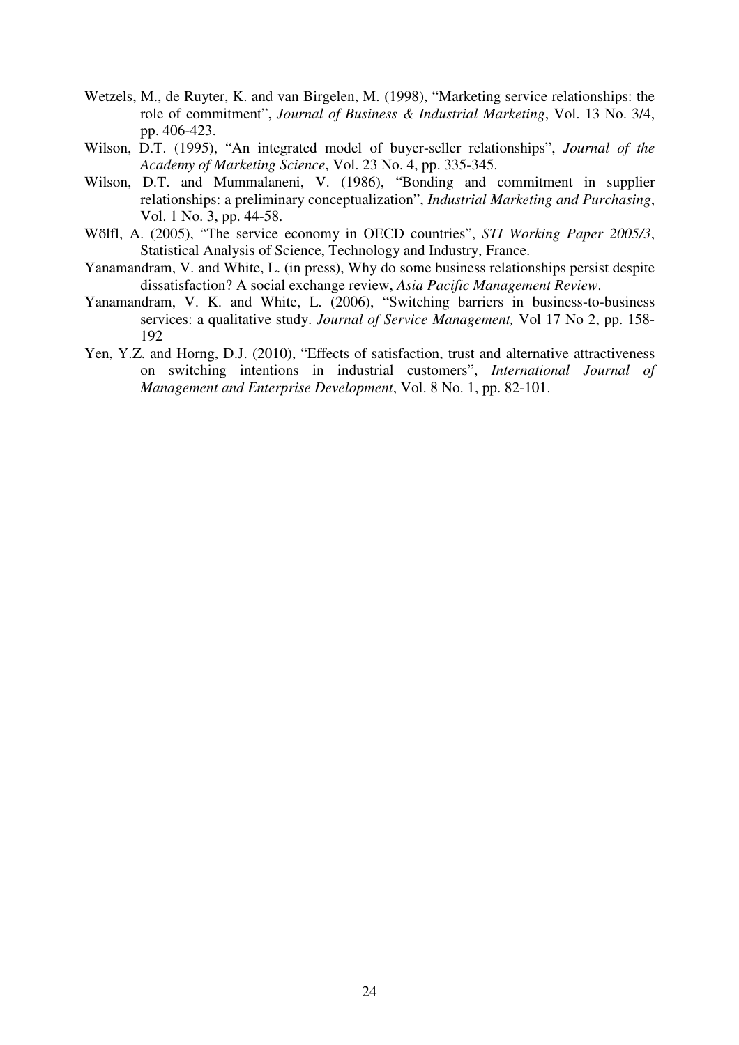Wetzels, M., de Ruyter, K. and van Birgelen, M. (1998), "Marketing service relationships: the role of commitment", *Journal of Business & Industrial Marketing*, Vol. 13 No. 3/4, pp. 406-423.

Wilson, D.T. (1995), "An integrated model of buyer-seller relationships", *Journal of the Academy of Marketing Science*, Vol. 23 No. 4, pp. 335-345.

Wilson, D.T. and Mummalaneni, V. (1986), "Bonding and commitment in supplier relationships: a preliminary conceptualization", *Industrial Marketing and Purchasing*, Vol. 1 No. 3, pp. 44-58.

Wölfl, A. (2005), "The service economy in OECD countries", *STI Working Paper 2005/3*, Statistical Analysis of Science, Technology and Industry, France.

Yanamandram, V. and White, L. (in press), Why do some business relationships persist despite dissatisfaction? A social exchange review, *Asia Pacific Management Review*.

Yanamandram, V. K. and White, L. (2006), "Switching barriers in business-to-business services: a qualitative study. *Journal of Service Management,* Vol 17 No 2, pp. 158-192

Yen, Y.Z. and Horng, D.J. (2010), "Effects of satisfaction, trust and alternative attractiveness on switching intentions in industrial customers", *International Journal of Management and Enterprise Development*, Vol. 8 No. 1, pp. 82-101.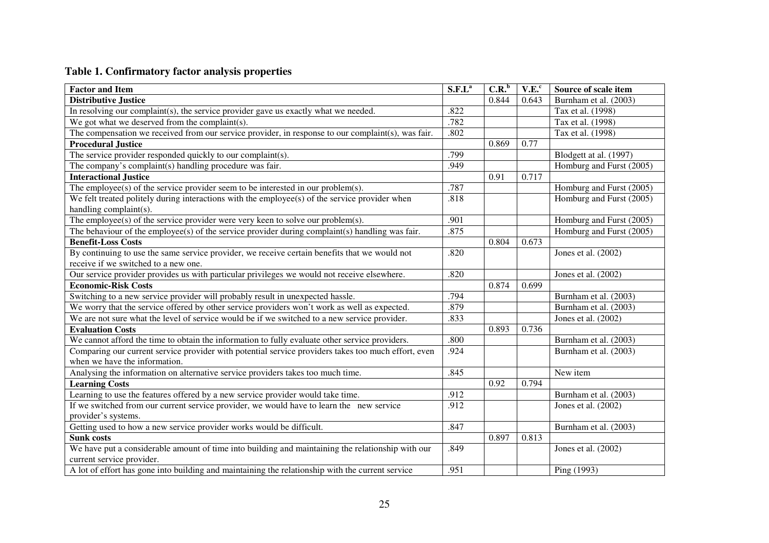**Table 1. Confirmatory factor analysis properties**

| Factor and Item | S.F.L[a] | C.R.[b] | V.E.[c] | Source of scale item |
|---|---|---|---|---|
| **Distributive Justice** | | 0.844 | 0.643 | Burnham et al. (2003) |
| In resolving our complaint(s), the service provider gave us exactly what we needed. | .822 | | | Tax et al. (1998) |
| We got what we deserved from the complaint(s). | .782 | | | Tax et al. (1998) |
| The compensation we received from our service provider, in response to our complaint(s), was fair. | .802 | | | Tax et al. (1998) |
| **Procedural Justice** | | 0.869 | 0.77 | |
| The service provider responded quickly to our complaint(s). | .799 | | | Blodgett at al. (1997) |
| The company's complaint(s) handling procedure was fair. | .949 | | | Homburg and Furst (2005) |
| **Interactional Justice** | | 0.91 | 0.717 | |
| The employee(s) of the service provider seem to be interested in our problem(s). | .787 | | | Homburg and Furst (2005) |
| We felt treated politely during interactions with the employee(s) of the service provider when handling complaint(s). | .818 | | | Homburg and Furst (2005) |
| The employee(s) of the service provider were very keen to solve our problem(s). | .901 | | | Homburg and Furst (2005) |
| The behaviour of the employee(s) of the service provider during complaint(s) handling was fair. | .875 | | | Homburg and Furst (2005) |
| **Benefit-Loss Costs** | | 0.804 | 0.673 | |
| By continuing to use the same service provider, we receive certain benefits that we would not receive if we switched to a new one. | .820 | | | Jones et al. (2002) |
| Our service provider provides us with particular privileges we would not receive elsewhere. | .820 | | | Jones et al. (2002) |
| **Economic-Risk Costs** | | 0.874 | 0.699 | |
| Switching to a new service provider will probably result in unexpected hassle. | .794 | | | Burnham et al. (2003) |
| We worry that the service offered by other service providers won't work as well as expected. | .879 | | | Burnham et al. (2003) |
| We are not sure what the level of service would be if we switched to a new service provider. | .833 | | | Jones et al. (2002) |
| **Evaluation Costs** | | 0.893 | 0.736 | |
| We cannot afford the time to obtain the information to fully evaluate other service providers. | .800 | | | Burnham et al. (2003) |
| Comparing our current service provider with potential service providers takes too much effort, even when we have the information. | .924 | | | Burnham et al. (2003) |
| Analysing the information on alternative service providers takes too much time. | .845 | | | New item |
| **Learning Costs** | | 0.92 | 0.794 | |
| Learning to use the features offered by a new service provider would take time. | .912 | | | Burnham et al. (2003) |
| If we switched from our current service provider, we would have to learn the new service provider's systems. | .912 | | | Jones et al. (2002) |
| Getting used to how a new service provider works would be difficult. | .847 | | | Burnham et al. (2003) |
| **Sunk costs** | | 0.897 | 0.813 | |
| We have put a considerable amount of time into building and maintaining the relationship with our current service provider. | .849 | | | Jones et al. (2002) |
| A lot of effort has gone into building and maintaining the relationship with the current service | .951 | | | Ping (1993) |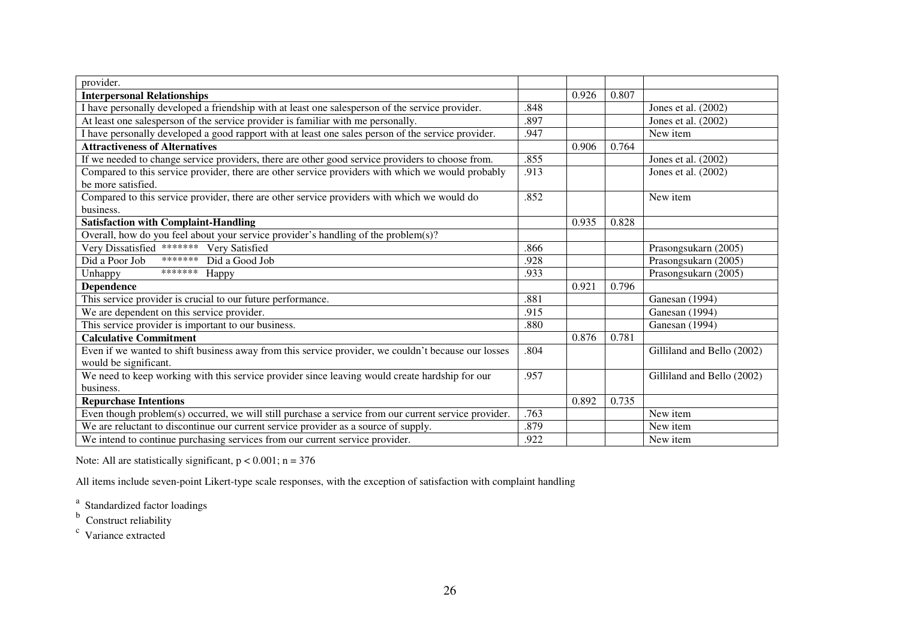| provider. | | | | |
|---|---|---|---|---|
| **Interpersonal Relationships** | | 0.926 | 0.807 | |
| I have personally developed a friendship with at least one salesperson of the service provider. | .848 | | | Jones et al. (2002) |
| At least one salesperson of the service provider is familiar with me personally. | .897 | | | Jones et al. (2002) |
| I have personally developed a good rapport with at least one sales person of the service provider. | .947 | | | New item |
| **Attractiveness of Alternatives** | | 0.906 | 0.764 | |
| If we needed to change service providers, there are other good service providers to choose from. | .855 | | | Jones et al. (2002) |
| Compared to this service provider, there are other service providers with which we would probably be more satisfied. | .913 | | | Jones et al. (2002) |
| Compared to this service provider, there are other service providers with which we would do business. | .852 | | | New item |
| **Satisfaction with Complaint-Handling** | | 0.935 | 0.828 | |
| Overall, how do you feel about your service provider's handling of the problem(s)? | | | | |
| Very Dissatisfied ******* Very Satisfied | .866 | | | Prasongsukarn (2005) |
| Did a Poor Job ******* Did a Good Job | .928 | | | Prasongsukarn (2005) |
| Unhappy ******* Happy | .933 | | | Prasongsukarn (2005) |
| **Dependence** | | 0.921 | 0.796 | |
| This service provider is crucial to our future performance. | .881 | | | Ganesan (1994) |
| We are dependent on this service provider. | .915 | | | Ganesan (1994) |
| This service provider is important to our business. | .880 | | | Ganesan (1994) |
| **Calculative Commitment** | | 0.876 | 0.781 | |
| Even if we wanted to shift business away from this service provider, we couldn't because our losses would be significant. | .804 | | | Gilliland and Bello (2002) |
| We need to keep working with this service provider since leaving would create hardship for our business. | .957 | | | Gilliland and Bello (2002) |
| **Repurchase Intentions** | | 0.892 | 0.735 | |
| Even though problem(s) occurred, we will still purchase a service from our current service provider. | .763 | | | New item |
| We are reluctant to discontinue our current service provider as a source of supply. | .879 | | | New item |
| We intend to continue purchasing services from our current service provider. | .922 | | | New item |

Note: All are statistically significant, $p < 0.001$; $n = 376$

All items include seven-point Likert-type scale responses, with the exception of satisfaction with complaint handling

[a] Standardized factor loadings

[b] Construct reliability

[c] Variance extracted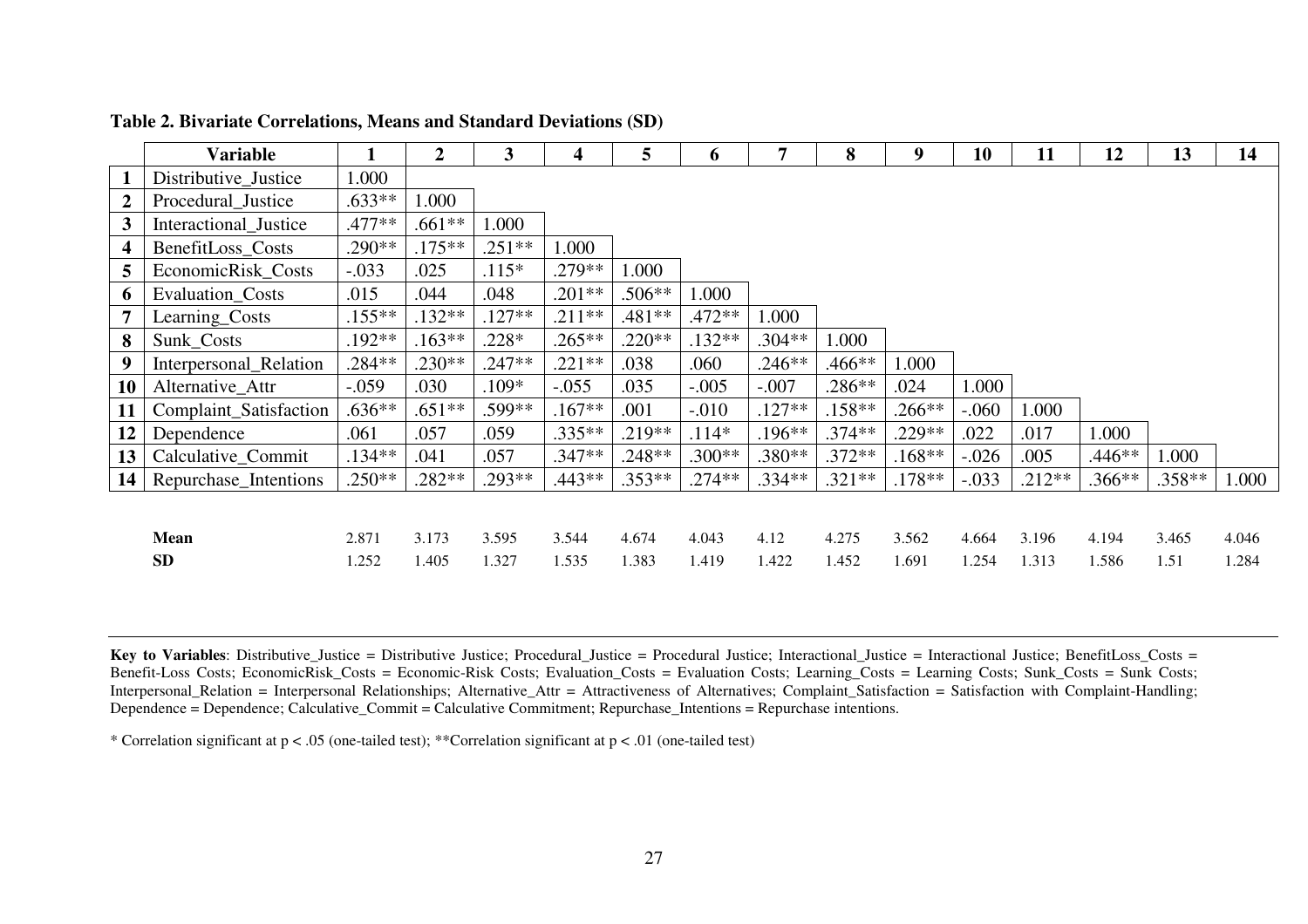**Table 2. Bivariate Correlations, Means and Standard Deviations (SD)**

| | Variable | 1 | 2 | 3 | 4 | 5 | 6 | 7 | 8 | 9 | 10 | 11 | 12 | 13 | 14 |
|---|---|---|---|---|---|---|---|---|---|---|---|---|---|---|---|
| 1 | Distributive_Justice | 1.000 | | | | | | | | | | | | | |
| 2 | Procedural_Justice | .633** | 1.000 | | | | | | | | | | | | |
| 3 | Interactional_Justice | .477** | .661** | 1.000 | | | | | | | | | | | |
| 4 | BenefitLoss_Costs | .290** | .175** | .251** | 1.000 | | | | | | | | | | |
| 5 | EconomicRisk_Costs | -.033 | .025 | .115* | .279** | 1.000 | | | | | | | | | |
| 6 | Evaluation_Costs | .015 | .044 | .048 | .201** | .506** | 1.000 | | | | | | | | |
| 7 | Learning_Costs | .155** | .132** | .127** | .211** | .481** | .472** | 1.000 | | | | | | | |
| 8 | Sunk_Costs | .192** | .163** | .228* | .265** | .220** | .132** | .304** | 1.000 | | | | | | |
| 9 | Interpersonal_Relation | .284** | .230** | .247** | .221** | .038 | .060 | .246** | .466** | 1.000 | | | | | |
| 10 | Alternative_Attr | -.059 | .030 | .109* | -.055 | .035 | -.005 | -.007 | .286** | .024 | 1.000 | | | | |
| 11 | Complaint_Satisfaction | .636** | .651** | .599** | .167** | .001 | -.010 | .127** | .158** | .266** | -.060 | 1.000 | | | |
| 12 | Dependence | .061 | .057 | .059 | .335** | .219** | .114* | .196** | .374** | .229** | .022 | .017 | 1.000 | | |
| 13 | Calculative_Commit | .134** | .041 | .057 | .347** | .248** | .300** | .380** | .372** | .168** | -.026 | .005 | .446** | 1.000 | |
| 14 | Repurchase_Intentions | .250** | .282** | .293** | .443** | .353** | .274** | .334** | .321** | .178** | -.033 | .212** | .366** | .358** | 1.000 |
| | **Mean** | 2.871 | 3.173 | 3.595 | 3.544 | 4.674 | 4.043 | 4.12 | 4.275 | 3.562 | 4.664 | 3.196 | 4.194 | 3.465 | 4.046 |
| | **SD** | 1.252 | 1.405 | 1.327 | 1.535 | 1.383 | 1.419 | 1.422 | 1.452 | 1.691 | 1.254 | 1.313 | 1.586 | 1.51 | 1.284 |

**Key to Variables**: Distributive_Justice = Distributive Justice; Procedural_Justice = Procedural Justice; Interactional_Justice = Interactional Justice; BenefitLoss_Costs = Benefit-Loss Costs; EconomicRisk_Costs = Economic-Risk Costs; Evaluation_Costs = Evaluation Costs; Learning_Costs = Learning Costs; Sunk_Costs = Sunk Costs; Interpersonal_Relation = Interpersonal Relationships; Alternative_Attr = Attractiveness of Alternatives; Complaint_Satisfaction = Satisfaction with Complaint-Handling; Dependence = Dependence; Calculative_Commit = Calculative Commitment; Repurchase_Intentions = Repurchase intentions.

\* Correlation significant at $p < .05$ (one-tailed test); **Correlation significant at $p < .01$ (one-tailed test)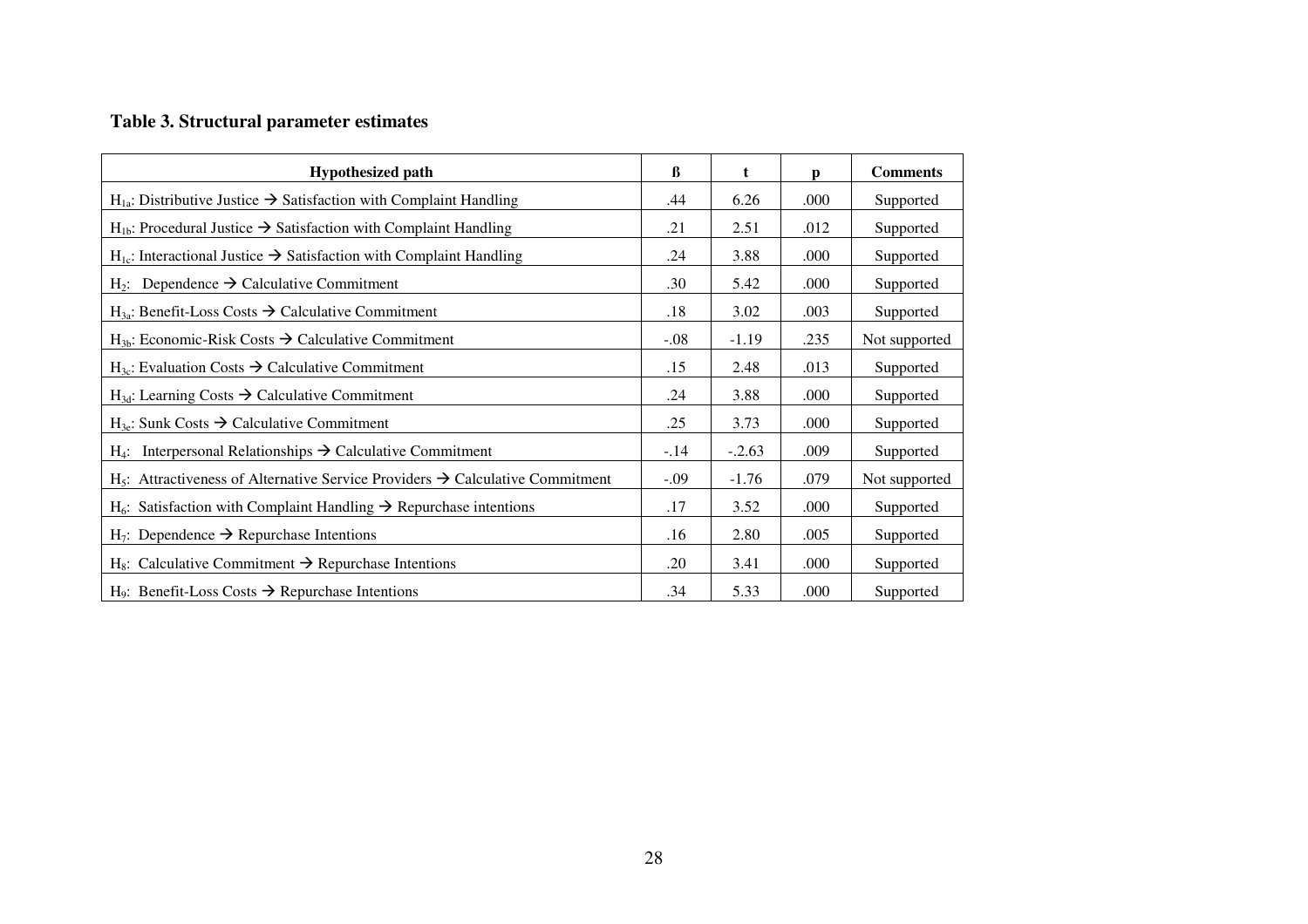**Table 3. Structural parameter estimates**

| Hypothesized path | ß | t | p | Comments |
|---|---|---|---|---|
| $H_{1a}$: Distributive Justice → Satisfaction with Complaint Handling | .44 | 6.26 | .000 | Supported |
| $H_{1b}$: Procedural Justice → Satisfaction with Complaint Handling | .21 | 2.51 | .012 | Supported |
| $H_{1c}$: Interactional Justice → Satisfaction with Complaint Handling | .24 | 3.88 | .000 | Supported |
| $H_2$: Dependence → Calculative Commitment | .30 | 5.42 | .000 | Supported |
| $H_{3a}$: Benefit-Loss Costs → Calculative Commitment | .18 | 3.02 | .003 | Supported |
| $H_{3b}$: Economic-Risk Costs → Calculative Commitment | -.08 | -1.19 | .235 | Not supported |
| $H_{3c}$: Evaluation Costs → Calculative Commitment | .15 | 2.48 | .013 | Supported |
| $H_{3d}$: Learning Costs → Calculative Commitment | .24 | 3.88 | .000 | Supported |
| $H_{3e}$: Sunk Costs → Calculative Commitment | .25 | 3.73 | .000 | Supported |
| $H_4$: Interpersonal Relationships → Calculative Commitment | -.14 | -.2.63 | .009 | Supported |
| $H_5$: Attractiveness of Alternative Service Providers → Calculative Commitment | -.09 | -1.76 | .079 | Not supported |
| $H_6$: Satisfaction with Complaint Handling → Repurchase intentions | .17 | 3.52 | .000 | Supported |
| $H_7$: Dependence → Repurchase Intentions | .16 | 2.80 | .005 | Supported |
| $H_8$: Calculative Commitment → Repurchase Intentions | .20 | 3.41 | .000 | Supported |
| $H_9$: Benefit-Loss Costs → Repurchase Intentions | .34 | 5.33 | .000 | Supported |